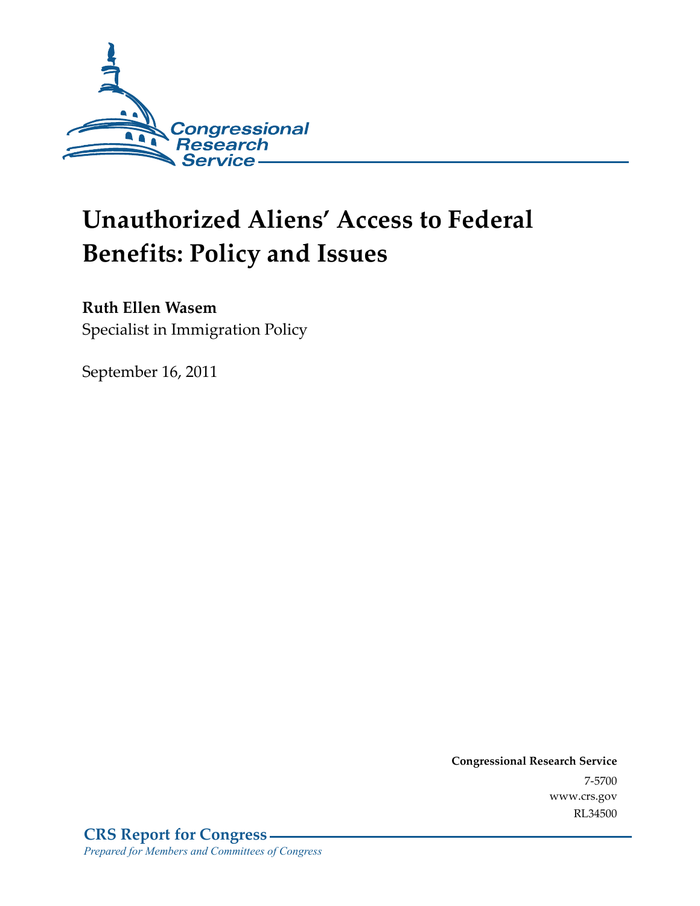Congressional Research Service

# Unauthorized Aliens' Access to Federal Benefits: Policy and Issues

**Ruth Ellen Wasem**
Specialist in Immigration Policy

September 16, 2011

**Congressional Research Service**
7-5700
www.crs.gov
RL34500

**CRS Report for Congress**
*Prepared for Members and Committees of Congress*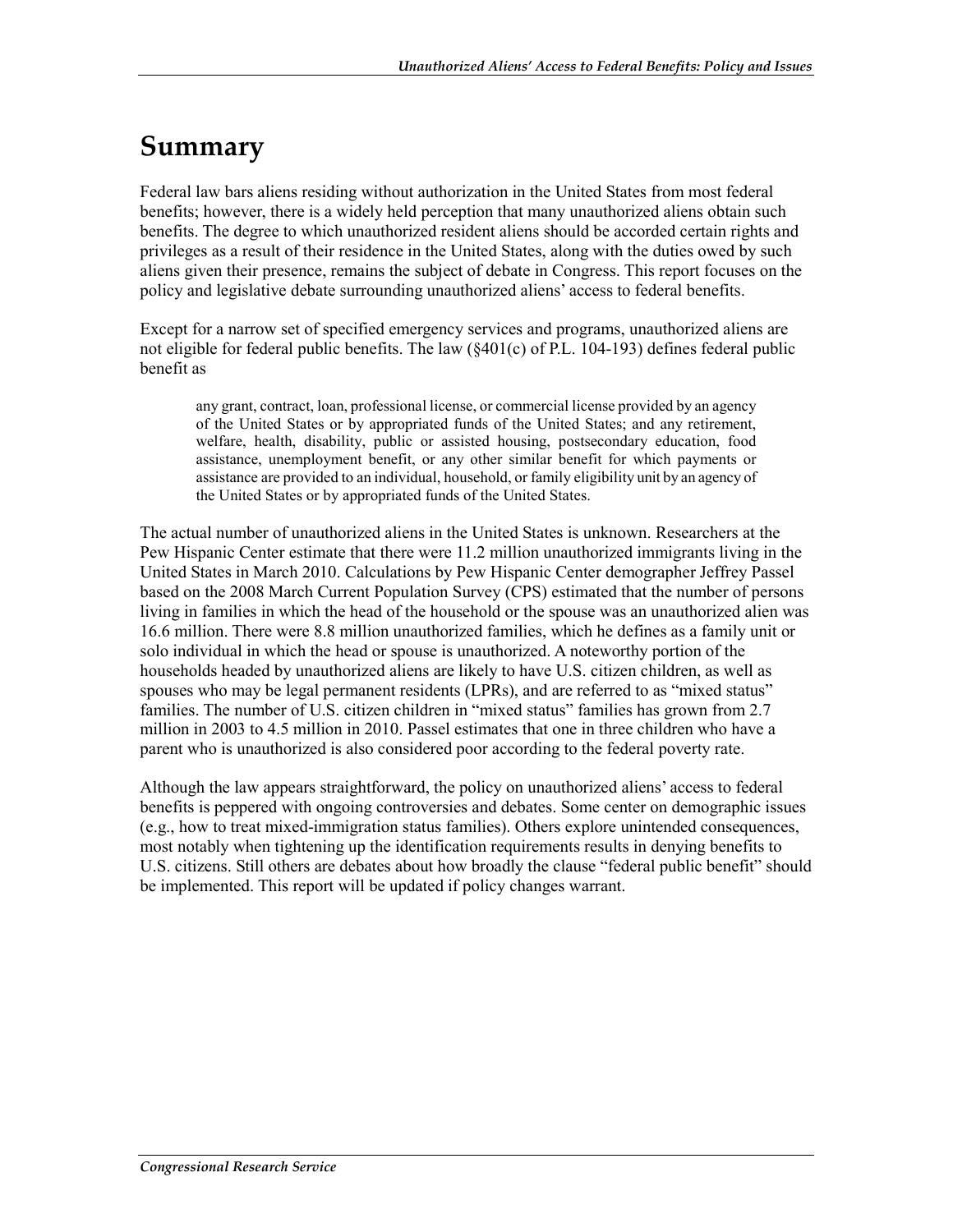# Summary

Federal law bars aliens residing without authorization in the United States from most federal benefits; however, there is a widely held perception that many unauthorized aliens obtain such benefits. The degree to which unauthorized resident aliens should be accorded certain rights and privileges as a result of their residence in the United States, along with the duties owed by such aliens given their presence, remains the subject of debate in Congress. This report focuses on the policy and legislative debate surrounding unauthorized aliens' access to federal benefits.

Except for a narrow set of specified emergency services and programs, unauthorized aliens are not eligible for federal public benefits. The law (§401(c) of P.L. 104-193) defines federal public benefit as

> any grant, contract, loan, professional license, or commercial license provided by an agency of the United States or by appropriated funds of the United States; and any retirement, welfare, health, disability, public or assisted housing, postsecondary education, food assistance, unemployment benefit, or any other similar benefit for which payments or assistance are provided to an individual, household, or family eligibility unit by an agency of the United States or by appropriated funds of the United States.

The actual number of unauthorized aliens in the United States is unknown. Researchers at the Pew Hispanic Center estimate that there were 11.2 million unauthorized immigrants living in the United States in March 2010. Calculations by Pew Hispanic Center demographer Jeffrey Passel based on the 2008 March Current Population Survey (CPS) estimated that the number of persons living in families in which the head of the household or the spouse was an unauthorized alien was 16.6 million. There were 8.8 million unauthorized families, which he defines as a family unit or solo individual in which the head or spouse is unauthorized. A noteworthy portion of the households headed by unauthorized aliens are likely to have U.S. citizen children, as well as spouses who may be legal permanent residents (LPRs), and are referred to as "mixed status" families. The number of U.S. citizen children in "mixed status" families has grown from 2.7 million in 2003 to 4.5 million in 2010. Passel estimates that one in three children who have a parent who is unauthorized is also considered poor according to the federal poverty rate.

Although the law appears straightforward, the policy on unauthorized aliens' access to federal benefits is peppered with ongoing controversies and debates. Some center on demographic issues (e.g., how to treat mixed-immigration status families). Others explore unintended consequences, most notably when tightening up the identification requirements results in denying benefits to U.S. citizens. Still others are debates about how broadly the clause "federal public benefit" should be implemented. This report will be updated if policy changes warrant.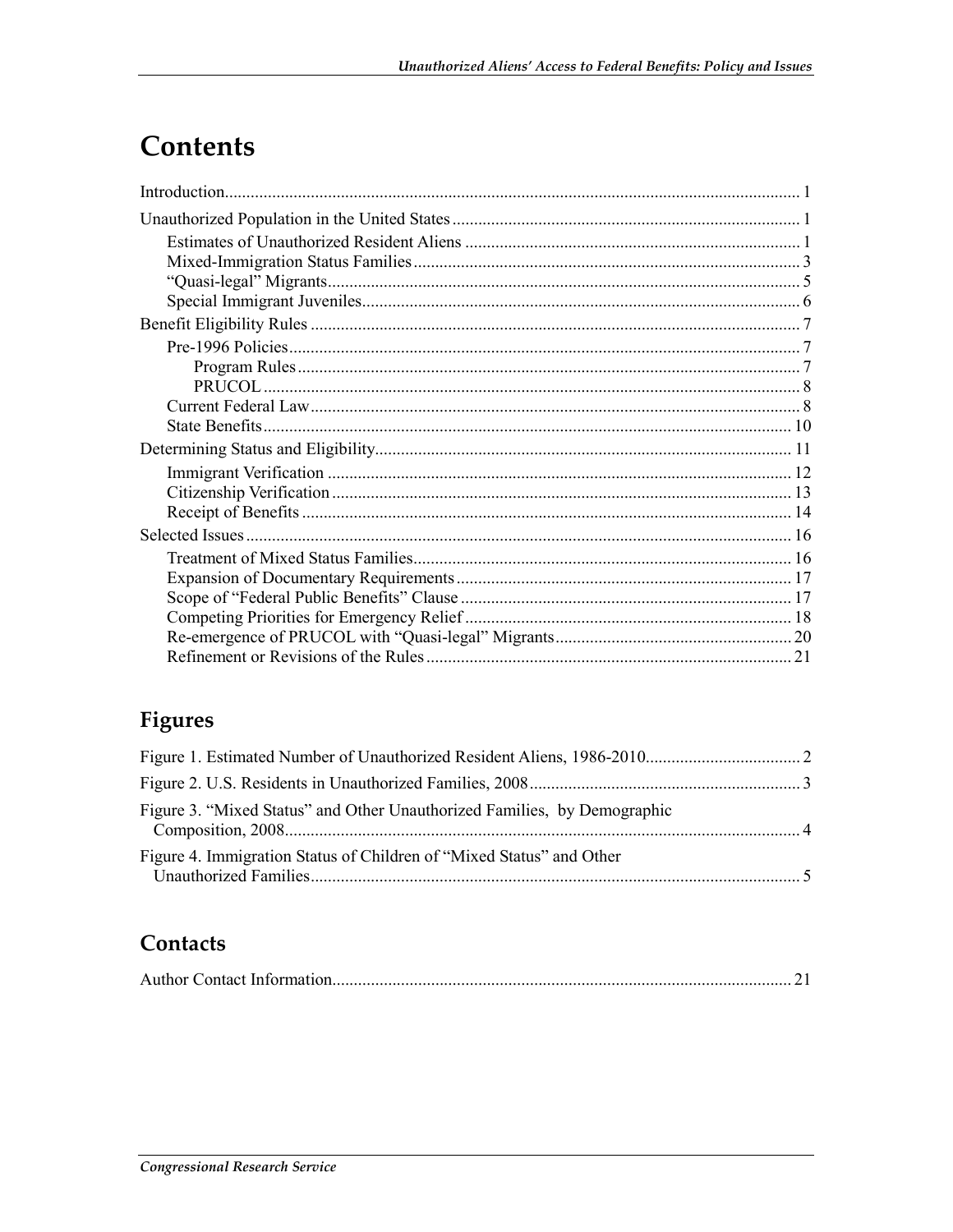# Contents

Introduction ..... 1

Unauthorized Population in the United States ..... 1

- Estimates of Unauthorized Resident Aliens ..... 1
- Mixed-Immigration Status Families ..... 3
- "Quasi-legal" Migrants ..... 5
- Special Immigrant Juveniles ..... 6

Benefit Eligibility Rules ..... 7

- Pre-1996 Policies ..... 7
  - Program Rules ..... 7
  - PRUCOL ..... 8
- Current Federal Law ..... 8
- State Benefits ..... 10

Determining Status and Eligibility ..... 11

- Immigrant Verification ..... 12
- Citizenship Verification ..... 13
- Receipt of Benefits ..... 14

Selected Issues ..... 16

- Treatment of Mixed Status Families ..... 16
- Expansion of Documentary Requirements ..... 17
- Scope of "Federal Public Benefits" Clause ..... 17
- Competing Priorities for Emergency Relief ..... 18
- Re-emergence of PRUCOL with "Quasi-legal" Migrants ..... 20
- Refinement or Revisions of the Rules ..... 21

## Figures

Figure 1. Estimated Number of Unauthorized Resident Aliens, 1986-2010 ..... 2

Figure 2. U.S. Residents in Unauthorized Families, 2008 ..... 3

Figure 3. "Mixed Status" and Other Unauthorized Families, by Demographic Composition, 2008 ..... 4

Figure 4. Immigration Status of Children of "Mixed Status" and Other Unauthorized Families ..... 5

## Contacts

Author Contact Information ..... 21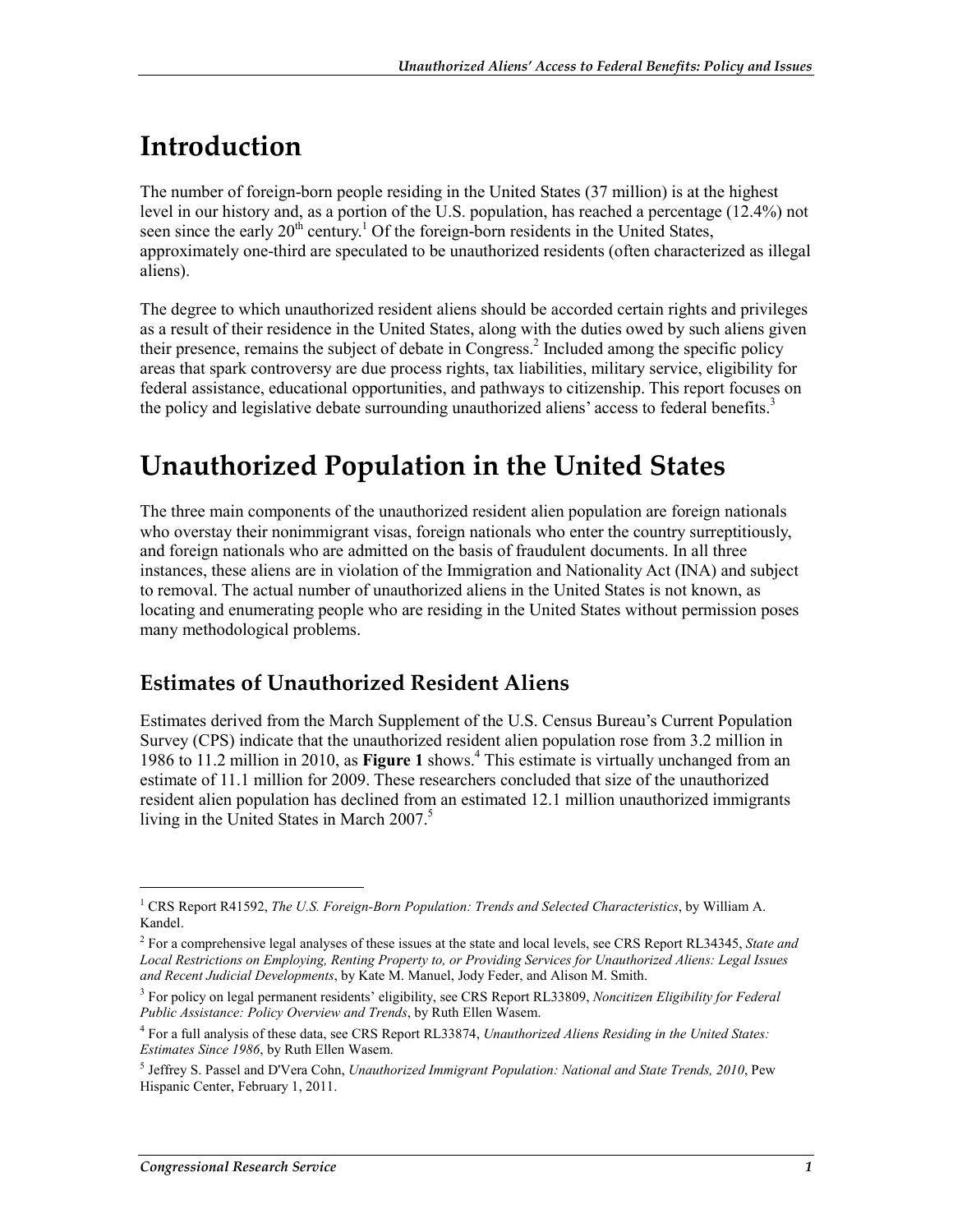# Introduction

The number of foreign-born people residing in the United States (37 million) is at the highest level in our history and, as a portion of the U.S. population, has reached a percentage (12.4%) not seen since the early 20th century.[1] Of the foreign-born residents in the United States, approximately one-third are speculated to be unauthorized residents (often characterized as illegal aliens).

The degree to which unauthorized resident aliens should be accorded certain rights and privileges as a result of their residence in the United States, along with the duties owed by such aliens given their presence, remains the subject of debate in Congress.[2] Included among the specific policy areas that spark controversy are due process rights, tax liabilities, military service, eligibility for federal assistance, educational opportunities, and pathways to citizenship. This report focuses on the policy and legislative debate surrounding unauthorized aliens' access to federal benefits.[3]

# Unauthorized Population in the United States

The three main components of the unauthorized resident alien population are foreign nationals who overstay their nonimmigrant visas, foreign nationals who enter the country surreptitiously, and foreign nationals who are admitted on the basis of fraudulent documents. In all three instances, these aliens are in violation of the Immigration and Nationality Act (INA) and subject to removal. The actual number of unauthorized aliens in the United States is not known, as locating and enumerating people who are residing in the United States without permission poses many methodological problems.

## Estimates of Unauthorized Resident Aliens

Estimates derived from the March Supplement of the U.S. Census Bureau's Current Population Survey (CPS) indicate that the unauthorized resident alien population rose from 3.2 million in 1986 to 11.2 million in 2010, as **Figure 1** shows.[4] This estimate is virtually unchanged from an estimate of 11.1 million for 2009. These researchers concluded that size of the unauthorized resident alien population has declined from an estimated 12.1 million unauthorized immigrants living in the United States in March 2007.[5]

---

[1] CRS Report R41592, *The U.S. Foreign-Born Population: Trends and Selected Characteristics*, by William A. Kandel.

[2] For a comprehensive legal analyses of these issues at the state and local levels, see CRS Report RL34345, *State and Local Restrictions on Employing, Renting Property to, or Providing Services for Unauthorized Aliens: Legal Issues and Recent Judicial Developments*, by Kate M. Manuel, Jody Feder, and Alison M. Smith.

[3] For policy on legal permanent residents' eligibility, see CRS Report RL33809, *Noncitizen Eligibility for Federal Public Assistance: Policy Overview and Trends*, by Ruth Ellen Wasem.

[4] For a full analysis of these data, see CRS Report RL33874, *Unauthorized Aliens Residing in the United States: Estimates Since 1986*, by Ruth Ellen Wasem.

[5] Jeffrey S. Passel and D'Vera Cohn, *Unauthorized Immigrant Population: National and State Trends, 2010*, Pew Hispanic Center, February 1, 2011.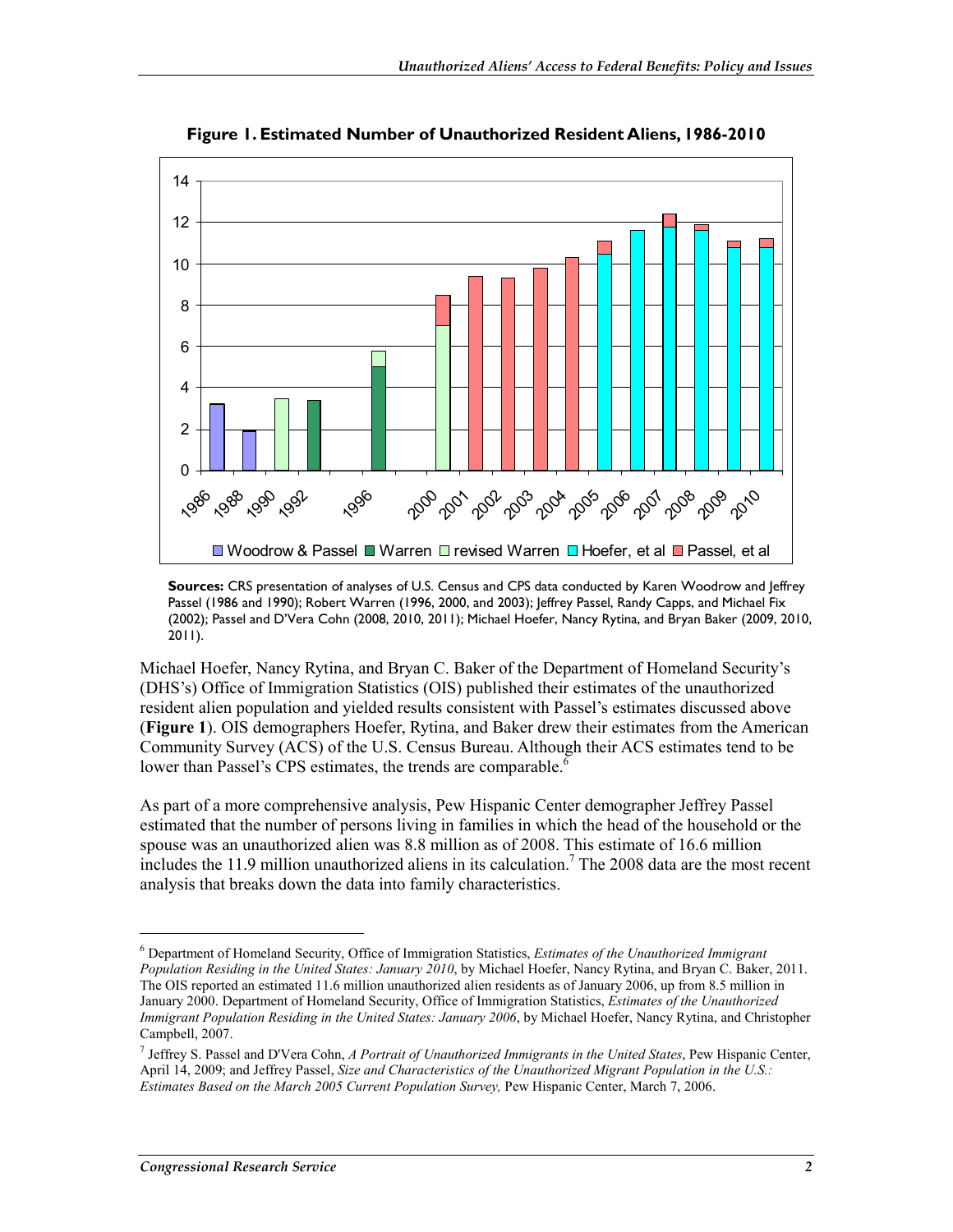**Figure 1. Estimated Number of Unauthorized Resident Aliens, 1986-2010**

**Sources:** CRS presentation of analyses of U.S. Census and CPS data conducted by Karen Woodrow and Jeffrey Passel (1986 and 1990); Robert Warren (1996, 2000, and 2003); Jeffrey Passel, Randy Capps, and Michael Fix (2002); Passel and D'Vera Cohn (2008, 2010, 2011); Michael Hoefer, Nancy Rytina, and Bryan Baker (2009, 2010, 2011).

Michael Hoefer, Nancy Rytina, and Bryan C. Baker of the Department of Homeland Security's (DHS's) Office of Immigration Statistics (OIS) published their estimates of the unauthorized resident alien population and yielded results consistent with Passel's estimates discussed above (**Figure 1**). OIS demographers Hoefer, Rytina, and Baker drew their estimates from the American Community Survey (ACS) of the U.S. Census Bureau. Although their ACS estimates tend to be lower than Passel's CPS estimates, the trends are comparable.[6]

As part of a more comprehensive analysis, Pew Hispanic Center demographer Jeffrey Passel estimated that the number of persons living in families in which the head of the household or the spouse was an unauthorized alien was 8.8 million as of 2008. This estimate of 16.6 million includes the 11.9 million unauthorized aliens in its calculation.[7] The 2008 data are the most recent analysis that breaks down the data into family characteristics.

---

[6] Department of Homeland Security, Office of Immigration Statistics, *Estimates of the Unauthorized Immigrant Population Residing in the United States: January 2010*, by Michael Hoefer, Nancy Rytina, and Bryan C. Baker, 2011. The OIS reported an estimated 11.6 million unauthorized alien residents as of January 2006, up from 8.5 million in January 2000. Department of Homeland Security, Office of Immigration Statistics, *Estimates of the Unauthorized Immigrant Population Residing in the United States: January 2006*, by Michael Hoefer, Nancy Rytina, and Christopher Campbell, 2007.

[7] Jeffrey S. Passel and D'Vera Cohn, *A Portrait of Unauthorized Immigrants in the United States*, Pew Hispanic Center, April 14, 2009; and Jeffrey Passel, *Size and Characteristics of the Unauthorized Migrant Population in the U.S.: Estimates Based on the March 2005 Current Population Survey,* Pew Hispanic Center, March 7, 2006.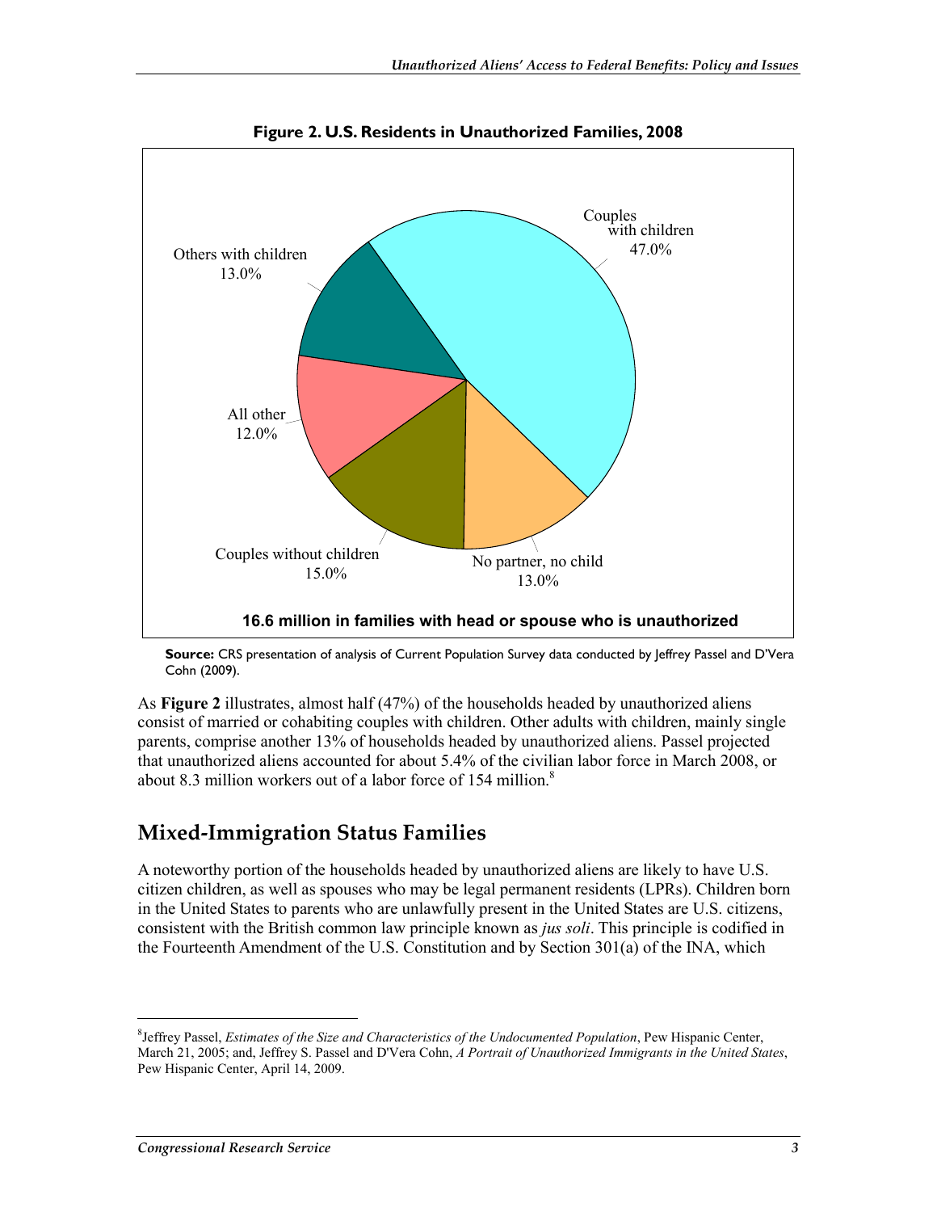**Figure 2. U.S. Residents in Unauthorized Families, 2008**

Couples with children 47.0%

Others with children 13.0%

All other 12.0%

Couples without children 15.0%

No partner, no child 13.0%

**16.6 million in families with head or spouse who is unauthorized**

**Source:** CRS presentation of analysis of Current Population Survey data conducted by Jeffrey Passel and D'Vera Cohn (2009).

As **Figure 2** illustrates, almost half (47%) of the households headed by unauthorized aliens consist of married or cohabiting couples with children. Other adults with children, mainly single parents, comprise another 13% of households headed by unauthorized aliens. Passel projected that unauthorized aliens accounted for about 5.4% of the civilian labor force in March 2008, or about 8.3 million workers out of a labor force of 154 million.[8]

## Mixed-Immigration Status Families

A noteworthy portion of the households headed by unauthorized aliens are likely to have U.S. citizen children, as well as spouses who may be legal permanent residents (LPRs). Children born in the United States to parents who are unlawfully present in the United States are U.S. citizens, consistent with the British common law principle known as *jus soli*. This principle is codified in the Fourteenth Amendment of the U.S. Constitution and by Section 301(a) of the INA, which

[8] Jeffrey Passel, *Estimates of the Size and Characteristics of the Undocumented Population*, Pew Hispanic Center, March 21, 2005; and, Jeffrey S. Passel and D'Vera Cohn, *A Portrait of Unauthorized Immigrants in the United States*, Pew Hispanic Center, April 14, 2009.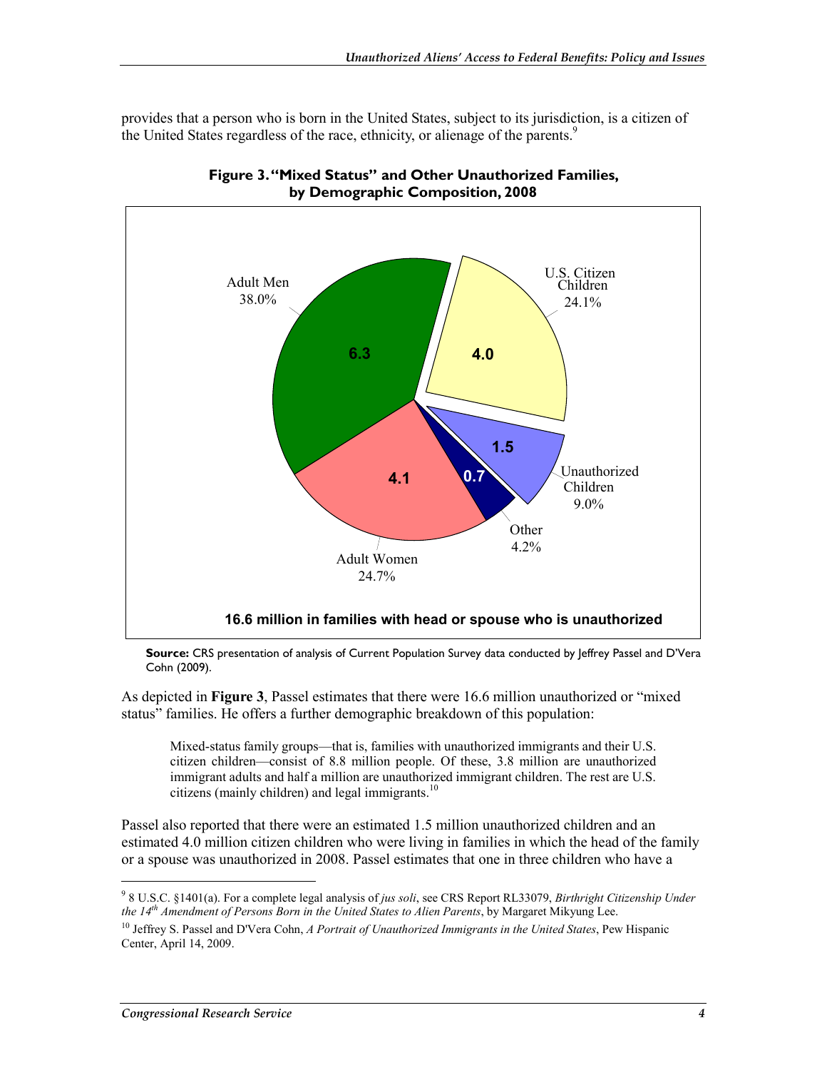provides that a person who is born in the United States, subject to its jurisdiction, is a citizen of the United States regardless of the race, ethnicity, or alienage of the parents.[9]

**Figure 3. "Mixed Status" and Other Unauthorized Families, by Demographic Composition, 2008**

| Category | Millions | Percent |
|---|---|---|
| Adult Men | 6.3 | 38.0% |
| U.S. Citizen Children | 4.0 | 24.1% |
| Unauthorized Children | 1.5 | 9.0% |
| Other | 0.7 | 4.2% |
| Adult Women | 4.1 | 24.7% |

**16.6 million in families with head or spouse who is unauthorized**

**Source:** CRS presentation of analysis of Current Population Survey data conducted by Jeffrey Passel and D'Vera Cohn (2009).

As depicted in **Figure 3**, Passel estimates that there were 16.6 million unauthorized or "mixed status" families. He offers a further demographic breakdown of this population:

> Mixed-status family groups—that is, families with unauthorized immigrants and their U.S. citizen children—consist of 8.8 million people. Of these, 3.8 million are unauthorized immigrant adults and half a million are unauthorized immigrant children. The rest are U.S. citizens (mainly children) and legal immigrants.[10]

Passel also reported that there were an estimated 1.5 million unauthorized children and an estimated 4.0 million citizen children who were living in families in which the head of the family or a spouse was unauthorized in 2008. Passel estimates that one in three children who have a

---

[9] 8 U.S.C. §1401(a). For a complete legal analysis of *jus soli*, see CRS Report RL33079, *Birthright Citizenship Under the 14th Amendment of Persons Born in the United States to Alien Parents*, by Margaret Mikyung Lee.

[10] Jeffrey S. Passel and D'Vera Cohn, *A Portrait of Unauthorized Immigrants in the United States*, Pew Hispanic Center, April 14, 2009.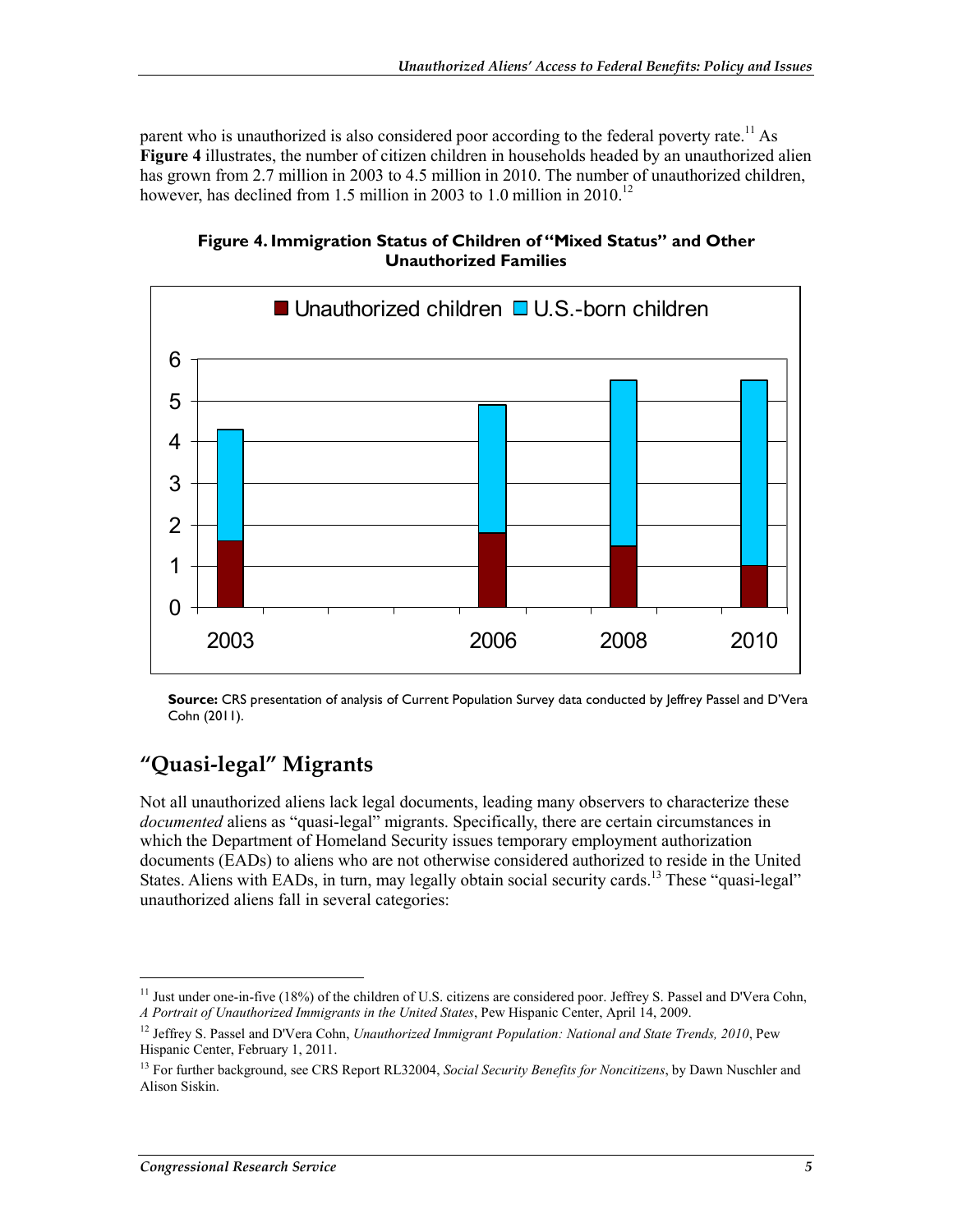parent who is unauthorized is also considered poor according to the federal poverty rate.[11] As **Figure 4** illustrates, the number of citizen children in households headed by an unauthorized alien has grown from 2.7 million in 2003 to 4.5 million in 2010. The number of unauthorized children, however, has declined from 1.5 million in 2003 to 1.0 million in 2010.[12]

**Figure 4. Immigration Status of Children of "Mixed Status" and Other Unauthorized Families**

**Source:** CRS presentation of analysis of Current Population Survey data conducted by Jeffrey Passel and D'Vera Cohn (2011).

## "Quasi-legal" Migrants

Not all unauthorized aliens lack legal documents, leading many observers to characterize these *documented* aliens as "quasi-legal" migrants. Specifically, there are certain circumstances in which the Department of Homeland Security issues temporary employment authorization documents (EADs) to aliens who are not otherwise considered authorized to reside in the United States. Aliens with EADs, in turn, may legally obtain social security cards.[13] These "quasi-legal" unauthorized aliens fall in several categories:

---

[11] Just under one-in-five (18%) of the children of U.S. citizens are considered poor. Jeffrey S. Passel and D'Vera Cohn, *A Portrait of Unauthorized Immigrants in the United States*, Pew Hispanic Center, April 14, 2009.

[12] Jeffrey S. Passel and D'Vera Cohn, *Unauthorized Immigrant Population: National and State Trends, 2010*, Pew Hispanic Center, February 1, 2011.

[13] For further background, see CRS Report RL32004, *Social Security Benefits for Noncitizens*, by Dawn Nuschler and Alison Siskin.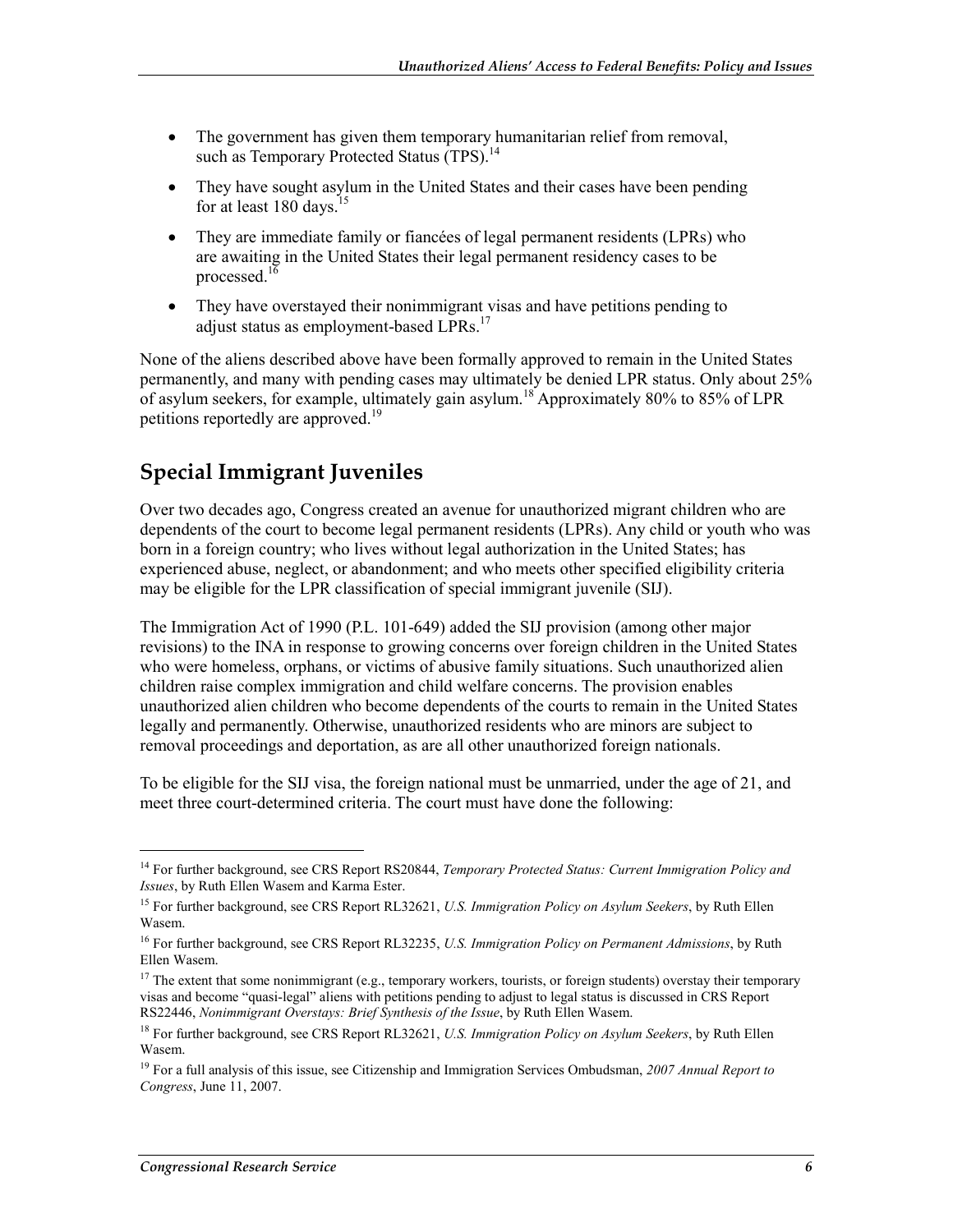- The government has given them temporary humanitarian relief from removal, such as Temporary Protected Status (TPS).[14]
- They have sought asylum in the United States and their cases have been pending for at least 180 days.[15]
- They are immediate family or fiancées of legal permanent residents (LPRs) who are awaiting in the United States their legal permanent residency cases to be processed.[16]
- They have overstayed their nonimmigrant visas and have petitions pending to adjust status as employment-based LPRs.[17]

None of the aliens described above have been formally approved to remain in the United States permanently, and many with pending cases may ultimately be denied LPR status. Only about 25% of asylum seekers, for example, ultimately gain asylum.[18] Approximately 80% to 85% of LPR petitions reportedly are approved.[19]

## Special Immigrant Juveniles

Over two decades ago, Congress created an avenue for unauthorized migrant children who are dependents of the court to become legal permanent residents (LPRs). Any child or youth who was born in a foreign country; who lives without legal authorization in the United States; has experienced abuse, neglect, or abandonment; and who meets other specified eligibility criteria may be eligible for the LPR classification of special immigrant juvenile (SIJ).

The Immigration Act of 1990 (P.L. 101-649) added the SIJ provision (among other major revisions) to the INA in response to growing concerns over foreign children in the United States who were homeless, orphans, or victims of abusive family situations. Such unauthorized alien children raise complex immigration and child welfare concerns. The provision enables unauthorized alien children who become dependents of the courts to remain in the United States legally and permanently. Otherwise, unauthorized residents who are minors are subject to removal proceedings and deportation, as are all other unauthorized foreign nationals.

To be eligible for the SIJ visa, the foreign national must be unmarried, under the age of 21, and meet three court-determined criteria. The court must have done the following:

---

[14] For further background, see CRS Report RS20844, *Temporary Protected Status: Current Immigration Policy and Issues*, by Ruth Ellen Wasem and Karma Ester.

[15] For further background, see CRS Report RL32621, *U.S. Immigration Policy on Asylum Seekers*, by Ruth Ellen Wasem.

[16] For further background, see CRS Report RL32235, *U.S. Immigration Policy on Permanent Admissions*, by Ruth Ellen Wasem.

[17] The extent that some nonimmigrant (e.g., temporary workers, tourists, or foreign students) overstay their temporary visas and become "quasi-legal" aliens with petitions pending to adjust to legal status is discussed in CRS Report RS22446, *Nonimmigrant Overstays: Brief Synthesis of the Issue*, by Ruth Ellen Wasem.

[18] For further background, see CRS Report RL32621, *U.S. Immigration Policy on Asylum Seekers*, by Ruth Ellen Wasem.

[19] For a full analysis of this issue, see Citizenship and Immigration Services Ombudsman, *2007 Annual Report to Congress*, June 11, 2007.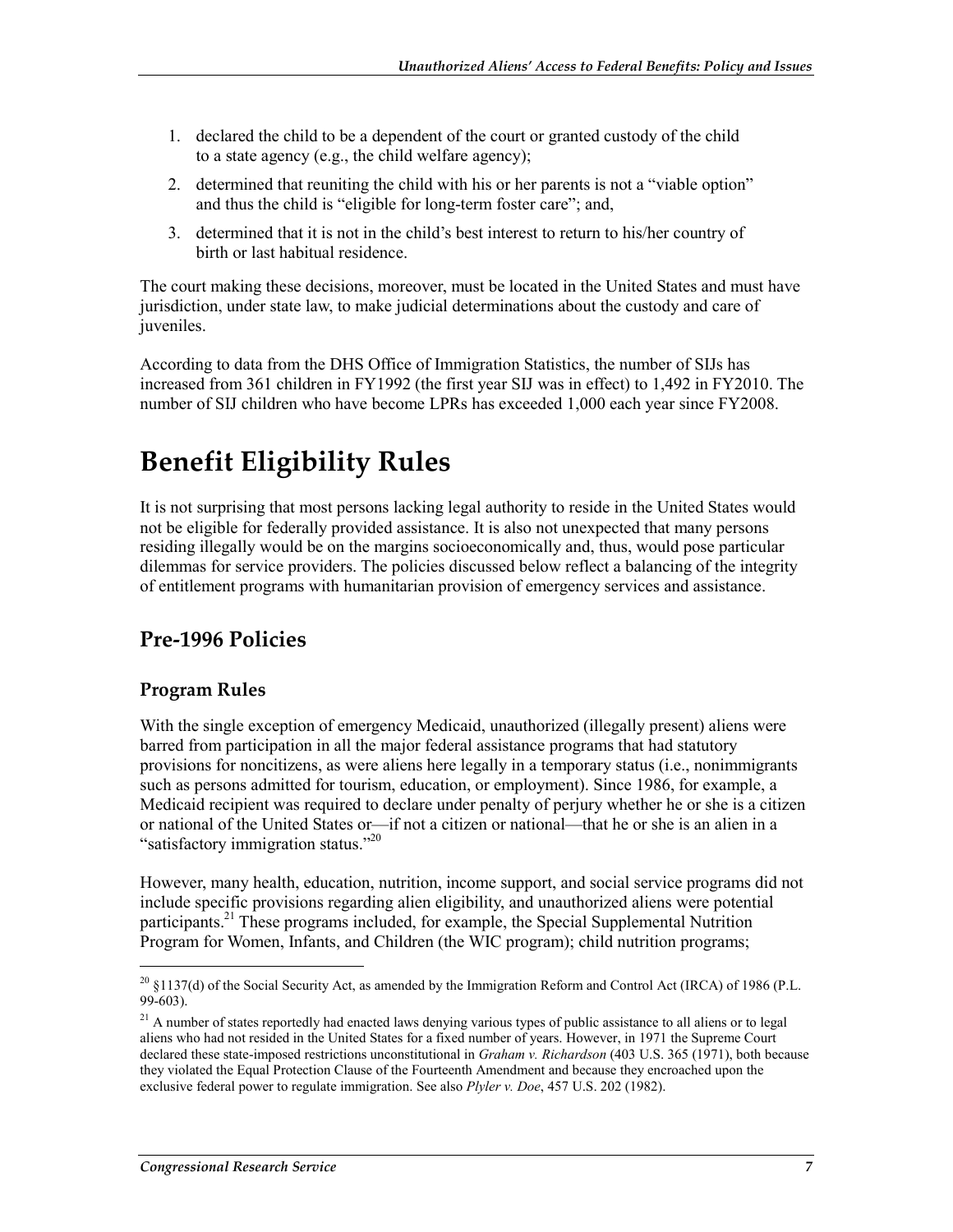1. declared the child to be a dependent of the court or granted custody of the child to a state agency (e.g., the child welfare agency);
2. determined that reuniting the child with his or her parents is not a "viable option" and thus the child is "eligible for long-term foster care"; and,
3. determined that it is not in the child's best interest to return to his/her country of birth or last habitual residence.

The court making these decisions, moreover, must be located in the United States and must have jurisdiction, under state law, to make judicial determinations about the custody and care of juveniles.

According to data from the DHS Office of Immigration Statistics, the number of SIJs has increased from 361 children in FY1992 (the first year SIJ was in effect) to 1,492 in FY2010. The number of SIJ children who have become LPRs has exceeded 1,000 each year since FY2008.

# Benefit Eligibility Rules

It is not surprising that most persons lacking legal authority to reside in the United States would not be eligible for federally provided assistance. It is also not unexpected that many persons residing illegally would be on the margins socioeconomically and, thus, would pose particular dilemmas for service providers. The policies discussed below reflect a balancing of the integrity of entitlement programs with humanitarian provision of emergency services and assistance.

## Pre-1996 Policies

### Program Rules

With the single exception of emergency Medicaid, unauthorized (illegally present) aliens were barred from participation in all the major federal assistance programs that had statutory provisions for noncitizens, as were aliens here legally in a temporary status (i.e., nonimmigrants such as persons admitted for tourism, education, or employment). Since 1986, for example, a Medicaid recipient was required to declare under penalty of perjury whether he or she is a citizen or national of the United States or—if not a citizen or national—that he or she is an alien in a "satisfactory immigration status."[20]

However, many health, education, nutrition, income support, and social service programs did not include specific provisions regarding alien eligibility, and unauthorized aliens were potential participants.[21] These programs included, for example, the Special Supplemental Nutrition Program for Women, Infants, and Children (the WIC program); child nutrition programs;

[20] §1137(d) of the Social Security Act, as amended by the Immigration Reform and Control Act (IRCA) of 1986 (P.L. 99-603).

[21] A number of states reportedly had enacted laws denying various types of public assistance to all aliens or to legal aliens who had not resided in the United States for a fixed number of years. However, in 1971 the Supreme Court declared these state-imposed restrictions unconstitutional in *Graham v. Richardson* (403 U.S. 365 (1971), both because they violated the Equal Protection Clause of the Fourteenth Amendment and because they encroached upon the exclusive federal power to regulate immigration. See also *Plyler v. Doe*, 457 U.S. 202 (1982).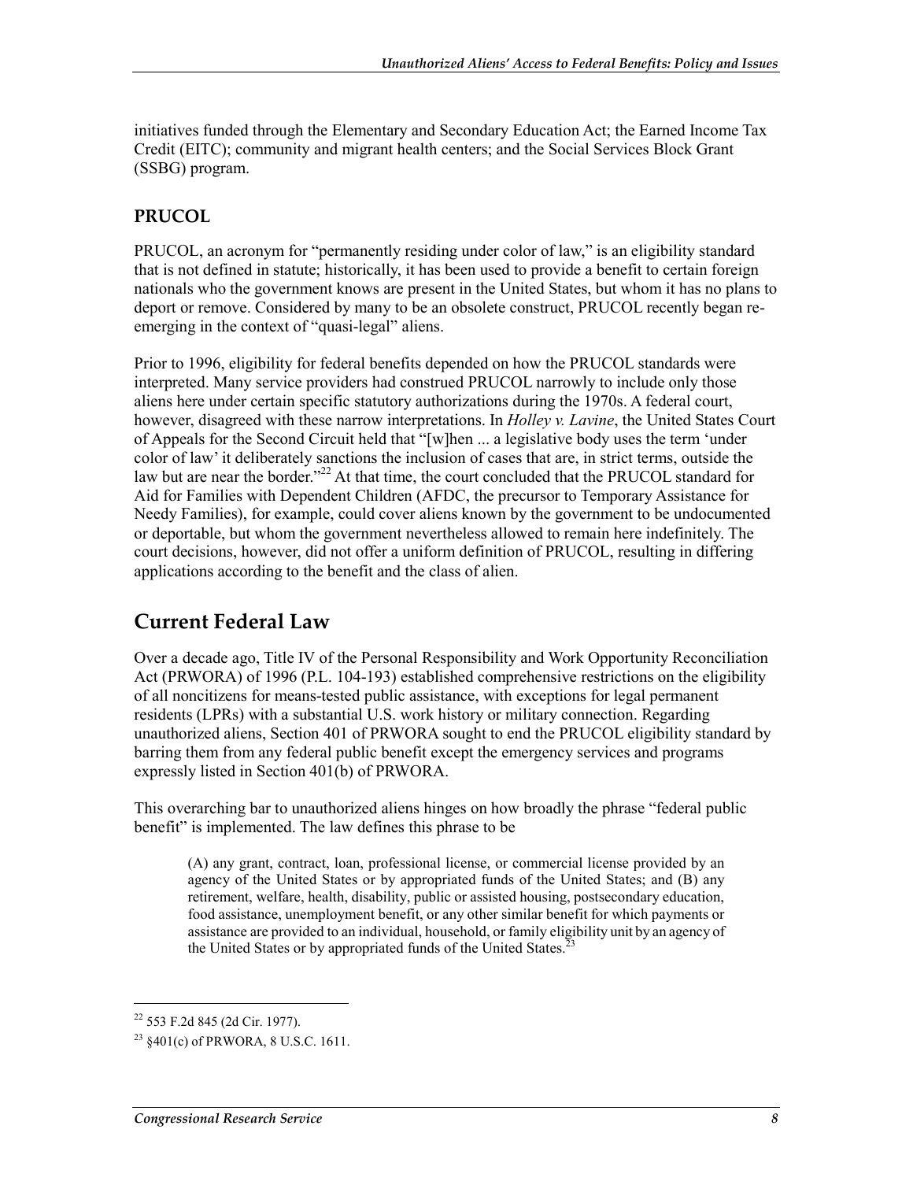initiatives funded through the Elementary and Secondary Education Act; the Earned Income Tax Credit (EITC); community and migrant health centers; and the Social Services Block Grant (SSBG) program.

### PRUCOL

PRUCOL, an acronym for "permanently residing under color of law," is an eligibility standard that is not defined in statute; historically, it has been used to provide a benefit to certain foreign nationals who the government knows are present in the United States, but whom it has no plans to deport or remove. Considered by many to be an obsolete construct, PRUCOL recently began re-emerging in the context of "quasi-legal" aliens.

Prior to 1996, eligibility for federal benefits depended on how the PRUCOL standards were interpreted. Many service providers had construed PRUCOL narrowly to include only those aliens here under certain specific statutory authorizations during the 1970s. A federal court, however, disagreed with these narrow interpretations. In *Holley v. Lavine*, the United States Court of Appeals for the Second Circuit held that "[w]hen ... a legislative body uses the term 'under color of law' it deliberately sanctions the inclusion of cases that are, in strict terms, outside the law but are near the border."[22] At that time, the court concluded that the PRUCOL standard for Aid for Families with Dependent Children (AFDC, the precursor to Temporary Assistance for Needy Families), for example, could cover aliens known by the government to be undocumented or deportable, but whom the government nevertheless allowed to remain here indefinitely. The court decisions, however, did not offer a uniform definition of PRUCOL, resulting in differing applications according to the benefit and the class of alien.

## Current Federal Law

Over a decade ago, Title IV of the Personal Responsibility and Work Opportunity Reconciliation Act (PRWORA) of 1996 (P.L. 104-193) established comprehensive restrictions on the eligibility of all noncitizens for means-tested public assistance, with exceptions for legal permanent residents (LPRs) with a substantial U.S. work history or military connection. Regarding unauthorized aliens, Section 401 of PRWORA sought to end the PRUCOL eligibility standard by barring them from any federal public benefit except the emergency services and programs expressly listed in Section 401(b) of PRWORA.

This overarching bar to unauthorized aliens hinges on how broadly the phrase "federal public benefit" is implemented. The law defines this phrase to be

> (A) any grant, contract, loan, professional license, or commercial license provided by an agency of the United States or by appropriated funds of the United States; and (B) any retirement, welfare, health, disability, public or assisted housing, postsecondary education, food assistance, unemployment benefit, or any other similar benefit for which payments or assistance are provided to an individual, household, or family eligibility unit by an agency of the United States or by appropriated funds of the United States.[23]

---

[22] 553 F.2d 845 (2d Cir. 1977).

[23] §401(c) of PRWORA, 8 U.S.C. 1611.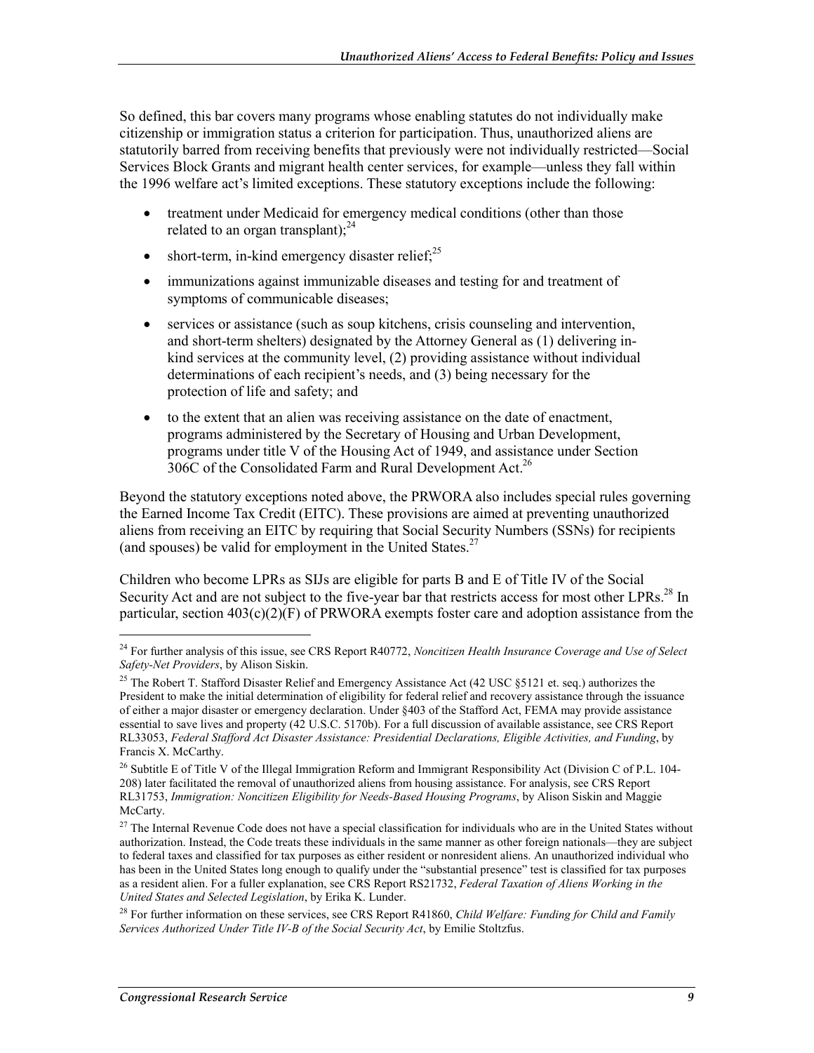So defined, this bar covers many programs whose enabling statutes do not individually make citizenship or immigration status a criterion for participation. Thus, unauthorized aliens are statutorily barred from receiving benefits that previously were not individually restricted—Social Services Block Grants and migrant health center services, for example—unless they fall within the 1996 welfare act's limited exceptions. These statutory exceptions include the following:

- treatment under Medicaid for emergency medical conditions (other than those related to an organ transplant);[24]
- short-term, in-kind emergency disaster relief;[25]
- immunizations against immunizable diseases and testing for and treatment of symptoms of communicable diseases;
- services or assistance (such as soup kitchens, crisis counseling and intervention, and short-term shelters) designated by the Attorney General as (1) delivering in-kind services at the community level, (2) providing assistance without individual determinations of each recipient's needs, and (3) being necessary for the protection of life and safety; and
- to the extent that an alien was receiving assistance on the date of enactment, programs administered by the Secretary of Housing and Urban Development, programs under title V of the Housing Act of 1949, and assistance under Section 306C of the Consolidated Farm and Rural Development Act.[26]

Beyond the statutory exceptions noted above, the PRWORA also includes special rules governing the Earned Income Tax Credit (EITC). These provisions are aimed at preventing unauthorized aliens from receiving an EITC by requiring that Social Security Numbers (SSNs) for recipients (and spouses) be valid for employment in the United States.[27]

Children who become LPRs as SIJs are eligible for parts B and E of Title IV of the Social Security Act and are not subject to the five-year bar that restricts access for most other LPRs.[28] In particular, section 403(c)(2)(F) of PRWORA exempts foster care and adoption assistance from the

---

[24] For further analysis of this issue, see CRS Report R40772, *Noncitizen Health Insurance Coverage and Use of Select Safety-Net Providers*, by Alison Siskin.

[25] The Robert T. Stafford Disaster Relief and Emergency Assistance Act (42 USC §5121 et. seq.) authorizes the President to make the initial determination of eligibility for federal relief and recovery assistance through the issuance of either a major disaster or emergency declaration. Under §403 of the Stafford Act, FEMA may provide assistance essential to save lives and property (42 U.S.C. 5170b). For a full discussion of available assistance, see CRS Report RL33053, *Federal Stafford Act Disaster Assistance: Presidential Declarations, Eligible Activities, and Funding*, by Francis X. McCarthy.

[26] Subtitle E of Title V of the Illegal Immigration Reform and Immigrant Responsibility Act (Division C of P.L. 104-208) later facilitated the removal of unauthorized aliens from housing assistance. For analysis, see CRS Report RL31753, *Immigration: Noncitizen Eligibility for Needs-Based Housing Programs*, by Alison Siskin and Maggie McCarty.

[27] The Internal Revenue Code does not have a special classification for individuals who are in the United States without authorization. Instead, the Code treats these individuals in the same manner as other foreign nationals—they are subject to federal taxes and classified for tax purposes as either resident or nonresident aliens. An unauthorized individual who has been in the United States long enough to qualify under the "substantial presence" test is classified for tax purposes as a resident alien. For a fuller explanation, see CRS Report RS21732, *Federal Taxation of Aliens Working in the United States and Selected Legislation*, by Erika K. Lunder.

[28] For further information on these services, see CRS Report R41860, *Child Welfare: Funding for Child and Family Services Authorized Under Title IV-B of the Social Security Act*, by Emilie Stoltzfus.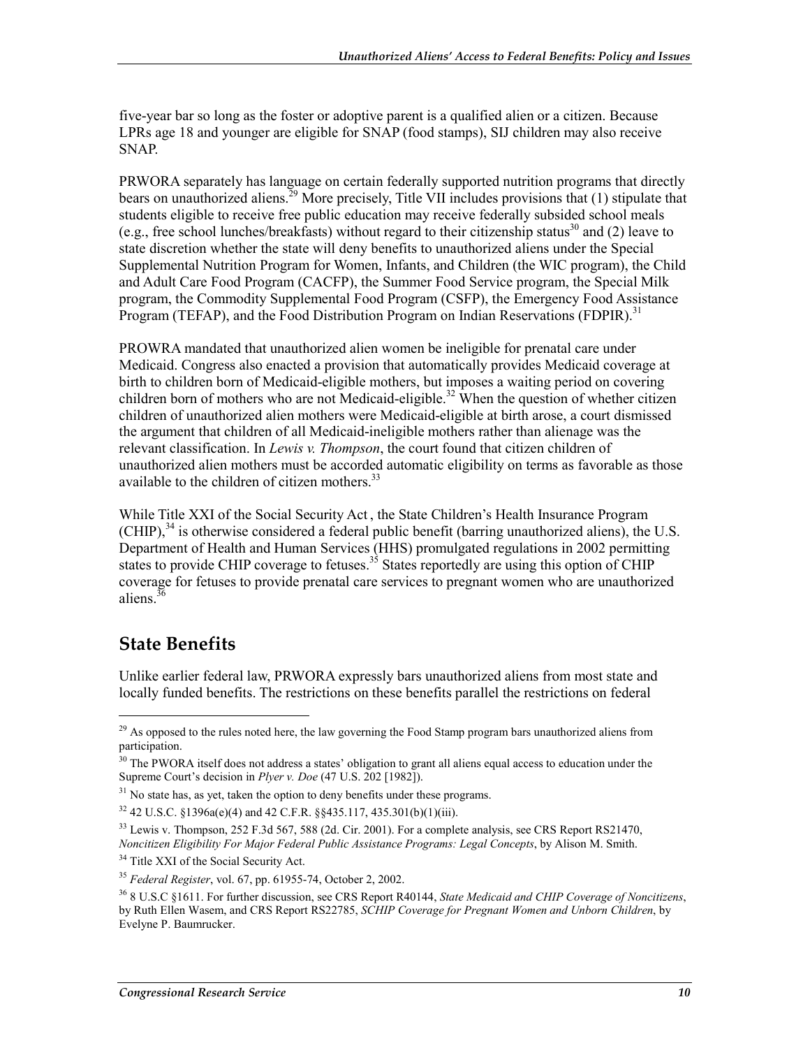five-year bar so long as the foster or adoptive parent is a qualified alien or a citizen. Because LPRs age 18 and younger are eligible for SNAP (food stamps), SIJ children may also receive SNAP.

PRWORA separately has language on certain federally supported nutrition programs that directly bears on unauthorized aliens.[29] More precisely, Title VII includes provisions that (1) stipulate that students eligible to receive free public education may receive federally subsided school meals (e.g., free school lunches/breakfasts) without regard to their citizenship status[30] and (2) leave to state discretion whether the state will deny benefits to unauthorized aliens under the Special Supplemental Nutrition Program for Women, Infants, and Children (the WIC program), the Child and Adult Care Food Program (CACFP), the Summer Food Service program, the Special Milk program, the Commodity Supplemental Food Program (CSFP), the Emergency Food Assistance Program (TEFAP), and the Food Distribution Program on Indian Reservations (FDPIR).[31]

PROWRA mandated that unauthorized alien women be ineligible for prenatal care under Medicaid. Congress also enacted a provision that automatically provides Medicaid coverage at birth to children born of Medicaid-eligible mothers, but imposes a waiting period on covering children born of mothers who are not Medicaid-eligible.[32] When the question of whether citizen children of unauthorized alien mothers were Medicaid-eligible at birth arose, a court dismissed the argument that children of all Medicaid-ineligible mothers rather than alienage was the relevant classification. In *Lewis v. Thompson*, the court found that citizen children of unauthorized alien mothers must be accorded automatic eligibility on terms as favorable as those available to the children of citizen mothers.[33]

While Title XXI of the Social Security Act , the State Children's Health Insurance Program (CHIP),[34] is otherwise considered a federal public benefit (barring unauthorized aliens), the U.S. Department of Health and Human Services (HHS) promulgated regulations in 2002 permitting states to provide CHIP coverage to fetuses.[35] States reportedly are using this option of CHIP coverage for fetuses to provide prenatal care services to pregnant women who are unauthorized aliens.[36]

## State Benefits

Unlike earlier federal law, PRWORA expressly bars unauthorized aliens from most state and locally funded benefits. The restrictions on these benefits parallel the restrictions on federal

---

[29] As opposed to the rules noted here, the law governing the Food Stamp program bars unauthorized aliens from participation.

[30] The PWORA itself does not address a states' obligation to grant all aliens equal access to education under the Supreme Court's decision in *Plyer v. Doe* (47 U.S. 202 [1982]).

[31] No state has, as yet, taken the option to deny benefits under these programs.

[32] 42 U.S.C. §1396a(e)(4) and 42 C.F.R. §§435.117, 435.301(b)(1)(iii).

[33] Lewis v. Thompson, 252 F.3d 567, 588 (2d. Cir. 2001). For a complete analysis, see CRS Report RS21470, *Noncitizen Eligibility For Major Federal Public Assistance Programs: Legal Concepts*, by Alison M. Smith.

[34] Title XXI of the Social Security Act.

[35] *Federal Register*, vol. 67, pp. 61955-74, October 2, 2002.

[36] 8 U.S.C §1611. For further discussion, see CRS Report R40144, *State Medicaid and CHIP Coverage of Noncitizens*, by Ruth Ellen Wasem, and CRS Report RS22785, *SCHIP Coverage for Pregnant Women and Unborn Children*, by Evelyne P. Baumrucker.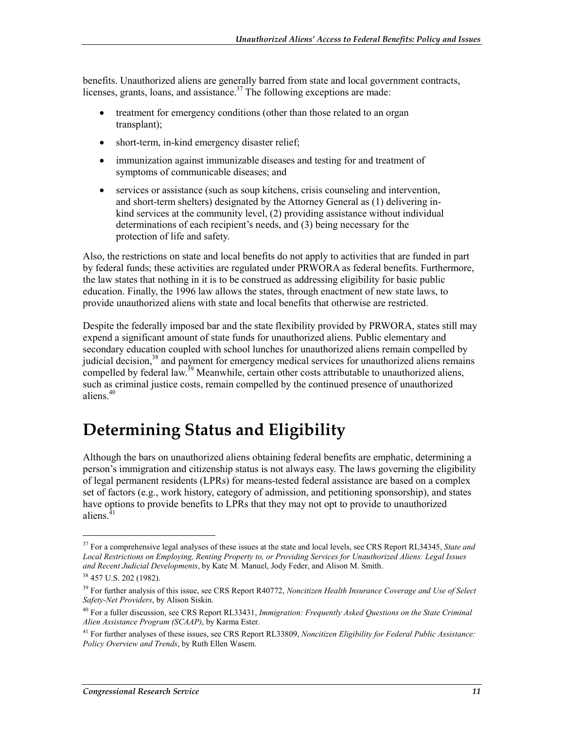benefits. Unauthorized aliens are generally barred from state and local government contracts, licenses, grants, loans, and assistance.[37] The following exceptions are made:

- treatment for emergency conditions (other than those related to an organ transplant);
- short-term, in-kind emergency disaster relief;
- immunization against immunizable diseases and testing for and treatment of symptoms of communicable diseases; and
- services or assistance (such as soup kitchens, crisis counseling and intervention, and short-term shelters) designated by the Attorney General as (1) delivering in-kind services at the community level, (2) providing assistance without individual determinations of each recipient's needs, and (3) being necessary for the protection of life and safety.

Also, the restrictions on state and local benefits do not apply to activities that are funded in part by federal funds; these activities are regulated under PRWORA as federal benefits. Furthermore, the law states that nothing in it is to be construed as addressing eligibility for basic public education. Finally, the 1996 law allows the states, through enactment of new state laws, to provide unauthorized aliens with state and local benefits that otherwise are restricted.

Despite the federally imposed bar and the state flexibility provided by PRWORA, states still may expend a significant amount of state funds for unauthorized aliens. Public elementary and secondary education coupled with school lunches for unauthorized aliens remain compelled by judicial decision,[38] and payment for emergency medical services for unauthorized aliens remains compelled by federal law.[39] Meanwhile, certain other costs attributable to unauthorized aliens, such as criminal justice costs, remain compelled by the continued presence of unauthorized aliens.[40]

# Determining Status and Eligibility

Although the bars on unauthorized aliens obtaining federal benefits are emphatic, determining a person's immigration and citizenship status is not always easy. The laws governing the eligibility of legal permanent residents (LPRs) for means-tested federal assistance are based on a complex set of factors (e.g., work history, category of admission, and petitioning sponsorship), and states have options to provide benefits to LPRs that they may not opt to provide to unauthorized aliens.[41]

---

[37] For a comprehensive legal analyses of these issues at the state and local levels, see CRS Report RL34345, *State and Local Restrictions on Employing, Renting Property to, or Providing Services for Unauthorized Aliens: Legal Issues and Recent Judicial Developments*, by Kate M. Manuel, Jody Feder, and Alison M. Smith.

[38] 457 U.S. 202 (1982).

[39] For further analysis of this issue, see CRS Report R40772, *Noncitizen Health Insurance Coverage and Use of Select Safety-Net Providers*, by Alison Siskin.

[40] For a fuller discussion, see CRS Report RL33431, *Immigration: Frequently Asked Questions on the State Criminal Alien Assistance Program (SCAAP)*, by Karma Ester.

[41] For further analyses of these issues, see CRS Report RL33809, *Noncitizen Eligibility for Federal Public Assistance: Policy Overview and Trends*, by Ruth Ellen Wasem.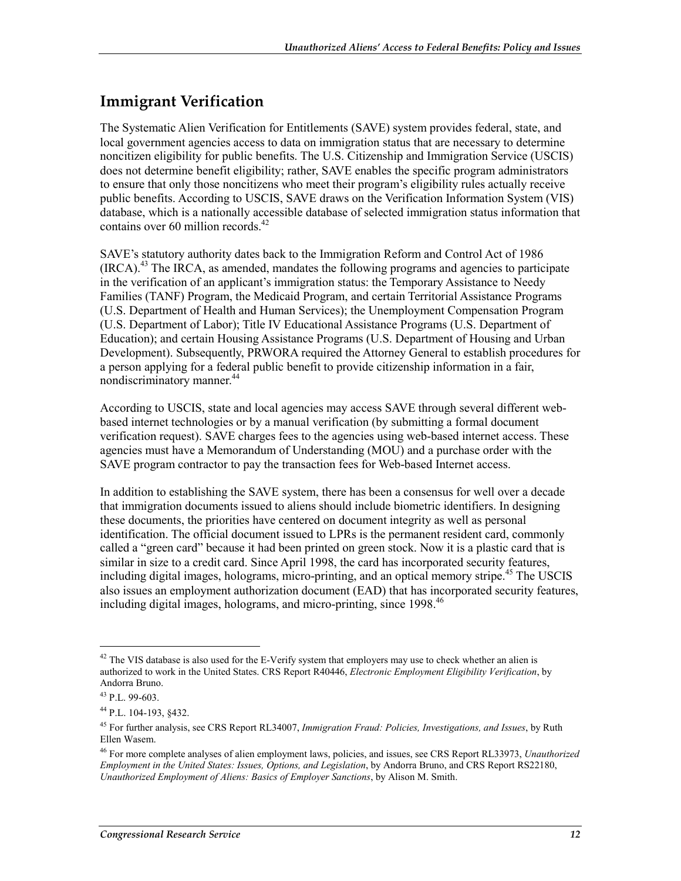## Immigrant Verification

The Systematic Alien Verification for Entitlements (SAVE) system provides federal, state, and local government agencies access to data on immigration status that are necessary to determine noncitizen eligibility for public benefits. The U.S. Citizenship and Immigration Service (USCIS) does not determine benefit eligibility; rather, SAVE enables the specific program administrators to ensure that only those noncitizens who meet their program's eligibility rules actually receive public benefits. According to USCIS, SAVE draws on the Verification Information System (VIS) database, which is a nationally accessible database of selected immigration status information that contains over 60 million records.[42]

SAVE's statutory authority dates back to the Immigration Reform and Control Act of 1986 (IRCA).[43] The IRCA, as amended, mandates the following programs and agencies to participate in the verification of an applicant's immigration status: the Temporary Assistance to Needy Families (TANF) Program, the Medicaid Program, and certain Territorial Assistance Programs (U.S. Department of Health and Human Services); the Unemployment Compensation Program (U.S. Department of Labor); Title IV Educational Assistance Programs (U.S. Department of Education); and certain Housing Assistance Programs (U.S. Department of Housing and Urban Development). Subsequently, PRWORA required the Attorney General to establish procedures for a person applying for a federal public benefit to provide citizenship information in a fair, nondiscriminatory manner.[44]

According to USCIS, state and local agencies may access SAVE through several different web-based internet technologies or by a manual verification (by submitting a formal document verification request). SAVE charges fees to the agencies using web-based internet access. These agencies must have a Memorandum of Understanding (MOU) and a purchase order with the SAVE program contractor to pay the transaction fees for Web-based Internet access.

In addition to establishing the SAVE system, there has been a consensus for well over a decade that immigration documents issued to aliens should include biometric identifiers. In designing these documents, the priorities have centered on document integrity as well as personal identification. The official document issued to LPRs is the permanent resident card, commonly called a "green card" because it had been printed on green stock. Now it is a plastic card that is similar in size to a credit card. Since April 1998, the card has incorporated security features, including digital images, holograms, micro-printing, and an optical memory stripe.[45] The USCIS also issues an employment authorization document (EAD) that has incorporated security features, including digital images, holograms, and micro-printing, since 1998.[46]

---

[42] The VIS database is also used for the E-Verify system that employers may use to check whether an alien is authorized to work in the United States. CRS Report R40446, *Electronic Employment Eligibility Verification*, by Andorra Bruno.

[43] P.L. 99-603.

[44] P.L. 104-193, §432.

[45] For further analysis, see CRS Report RL34007, *Immigration Fraud: Policies, Investigations, and Issues*, by Ruth Ellen Wasem.

[46] For more complete analyses of alien employment laws, policies, and issues, see CRS Report RL33973, *Unauthorized Employment in the United States: Issues, Options, and Legislation*, by Andorra Bruno, and CRS Report RS22180, *Unauthorized Employment of Aliens: Basics of Employer Sanctions*, by Alison M. Smith.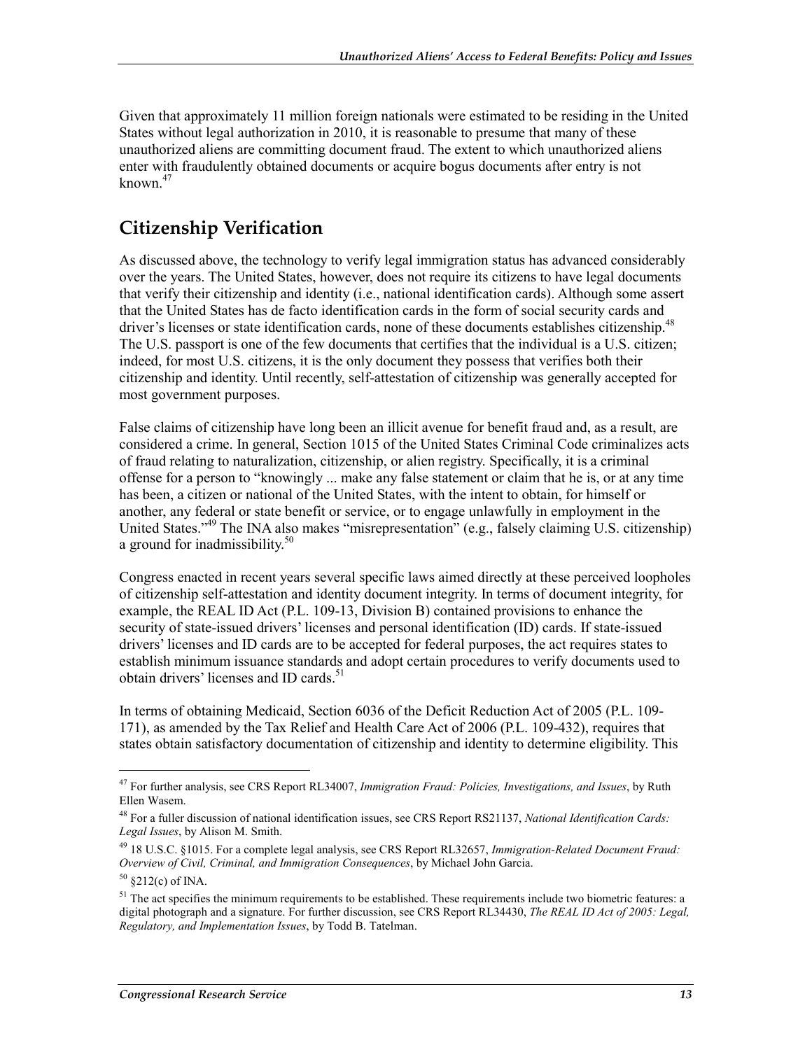Given that approximately 11 million foreign nationals were estimated to be residing in the United States without legal authorization in 2010, it is reasonable to presume that many of these unauthorized aliens are committing document fraud. The extent to which unauthorized aliens enter with fraudulently obtained documents or acquire bogus documents after entry is not known.[47]

## Citizenship Verification

As discussed above, the technology to verify legal immigration status has advanced considerably over the years. The United States, however, does not require its citizens to have legal documents that verify their citizenship and identity (i.e., national identification cards). Although some assert that the United States has de facto identification cards in the form of social security cards and driver's licenses or state identification cards, none of these documents establishes citizenship.[48] The U.S. passport is one of the few documents that certifies that the individual is a U.S. citizen; indeed, for most U.S. citizens, it is the only document they possess that verifies both their citizenship and identity. Until recently, self-attestation of citizenship was generally accepted for most government purposes.

False claims of citizenship have long been an illicit avenue for benefit fraud and, as a result, are considered a crime. In general, Section 1015 of the United States Criminal Code criminalizes acts of fraud relating to naturalization, citizenship, or alien registry. Specifically, it is a criminal offense for a person to "knowingly ... make any false statement or claim that he is, or at any time has been, a citizen or national of the United States, with the intent to obtain, for himself or another, any federal or state benefit or service, or to engage unlawfully in employment in the United States."[49] The INA also makes "misrepresentation" (e.g., falsely claiming U.S. citizenship) a ground for inadmissibility.[50]

Congress enacted in recent years several specific laws aimed directly at these perceived loopholes of citizenship self-attestation and identity document integrity. In terms of document integrity, for example, the REAL ID Act (P.L. 109-13, Division B) contained provisions to enhance the security of state-issued drivers' licenses and personal identification (ID) cards. If state-issued drivers' licenses and ID cards are to be accepted for federal purposes, the act requires states to establish minimum issuance standards and adopt certain procedures to verify documents used to obtain drivers' licenses and ID cards.[51]

In terms of obtaining Medicaid, Section 6036 of the Deficit Reduction Act of 2005 (P.L. 109-171), as amended by the Tax Relief and Health Care Act of 2006 (P.L. 109-432), requires that states obtain satisfactory documentation of citizenship and identity to determine eligibility. This

---

[47] For further analysis, see CRS Report RL34007, *Immigration Fraud: Policies, Investigations, and Issues*, by Ruth Ellen Wasem.

[48] For a fuller discussion of national identification issues, see CRS Report RS21137, *National Identification Cards: Legal Issues*, by Alison M. Smith.

[49] 18 U.S.C. §1015. For a complete legal analysis, see CRS Report RL32657, *Immigration-Related Document Fraud: Overview of Civil, Criminal, and Immigration Consequences*, by Michael John Garcia.

[50] §212(c) of INA.

[51] The act specifies the minimum requirements to be established. These requirements include two biometric features: a digital photograph and a signature. For further discussion, see CRS Report RL34430, *The REAL ID Act of 2005: Legal, Regulatory, and Implementation Issues*, by Todd B. Tatelman.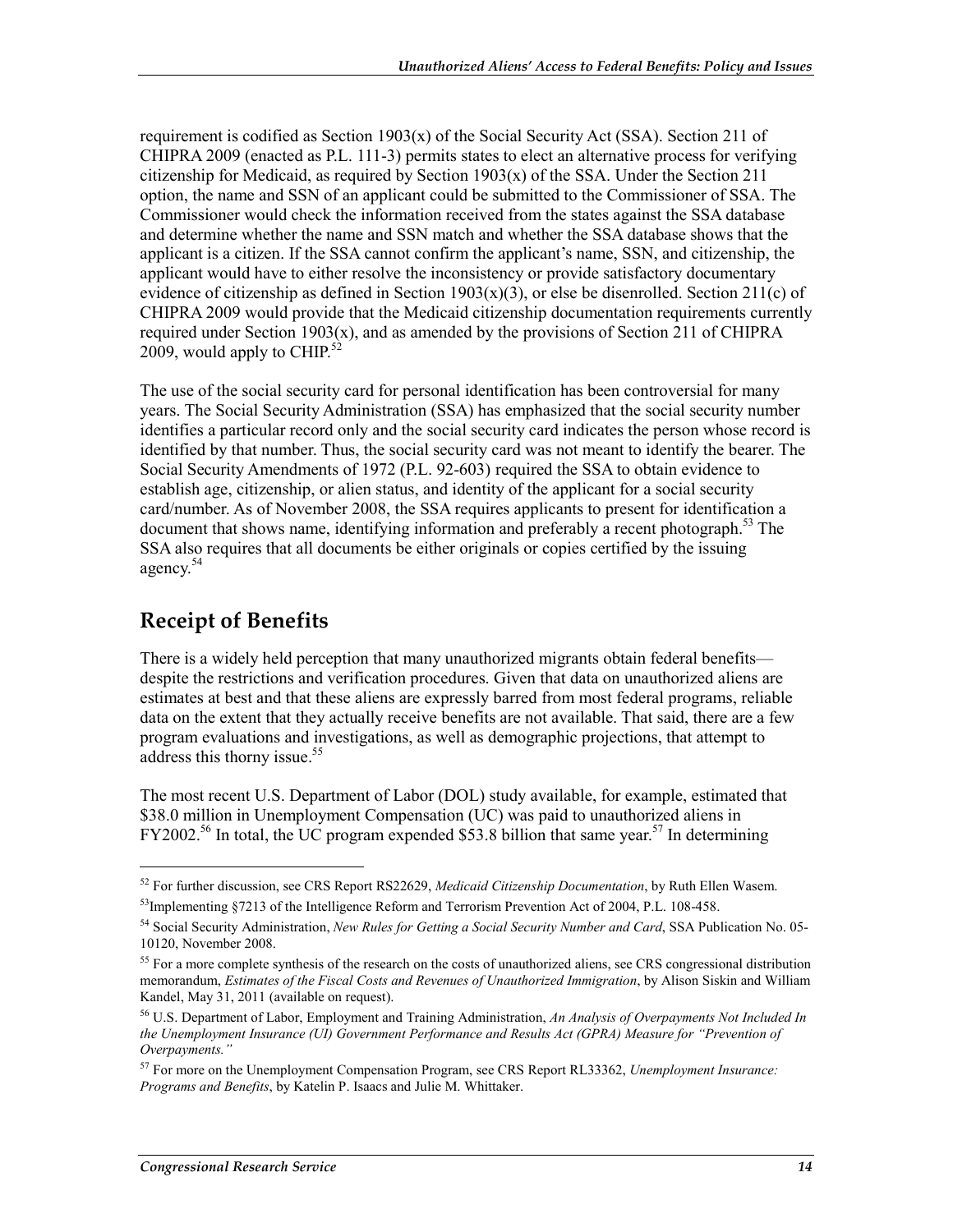requirement is codified as Section 1903(x) of the Social Security Act (SSA). Section 211 of CHIPRA 2009 (enacted as P.L. 111-3) permits states to elect an alternative process for verifying citizenship for Medicaid, as required by Section 1903(x) of the SSA. Under the Section 211 option, the name and SSN of an applicant could be submitted to the Commissioner of SSA. The Commissioner would check the information received from the states against the SSA database and determine whether the name and SSN match and whether the SSA database shows that the applicant is a citizen. If the SSA cannot confirm the applicant's name, SSN, and citizenship, the applicant would have to either resolve the inconsistency or provide satisfactory documentary evidence of citizenship as defined in Section 1903(x)(3), or else be disenrolled. Section 211(c) of CHIPRA 2009 would provide that the Medicaid citizenship documentation requirements currently required under Section 1903(x), and as amended by the provisions of Section 211 of CHIPRA 2009, would apply to CHIP.[52]

The use of the social security card for personal identification has been controversial for many years. The Social Security Administration (SSA) has emphasized that the social security number identifies a particular record only and the social security card indicates the person whose record is identified by that number. Thus, the social security card was not meant to identify the bearer. The Social Security Amendments of 1972 (P.L. 92-603) required the SSA to obtain evidence to establish age, citizenship, or alien status, and identity of the applicant for a social security card/number. As of November 2008, the SSA requires applicants to present for identification a document that shows name, identifying information and preferably a recent photograph.[53] The SSA also requires that all documents be either originals or copies certified by the issuing agency.[54]

## Receipt of Benefits

There is a widely held perception that many unauthorized migrants obtain federal benefits—despite the restrictions and verification procedures. Given that data on unauthorized aliens are estimates at best and that these aliens are expressly barred from most federal programs, reliable data on the extent that they actually receive benefits are not available. That said, there are a few program evaluations and investigations, as well as demographic projections, that attempt to address this thorny issue.[55]

The most recent U.S. Department of Labor (DOL) study available, for example, estimated that \$38.0 million in Unemployment Compensation (UC) was paid to unauthorized aliens in FY2002.[56] In total, the UC program expended \$53.8 billion that same year.[57] In determining

---

[52] For further discussion, see CRS Report RS22629, *Medicaid Citizenship Documentation*, by Ruth Ellen Wasem.

[53] Implementing §7213 of the Intelligence Reform and Terrorism Prevention Act of 2004, P.L. 108-458.

[54] Social Security Administration, *New Rules for Getting a Social Security Number and Card*, SSA Publication No. 05-10120, November 2008.

[55] For a more complete synthesis of the research on the costs of unauthorized aliens, see CRS congressional distribution memorandum, *Estimates of the Fiscal Costs and Revenues of Unauthorized Immigration*, by Alison Siskin and William Kandel, May 31, 2011 (available on request).

[56] U.S. Department of Labor, Employment and Training Administration, *An Analysis of Overpayments Not Included In the Unemployment Insurance (UI) Government Performance and Results Act (GPRA) Measure for "Prevention of Overpayments."*

[57] For more on the Unemployment Compensation Program, see CRS Report RL33362, *Unemployment Insurance: Programs and Benefits*, by Katelin P. Isaacs and Julie M. Whittaker.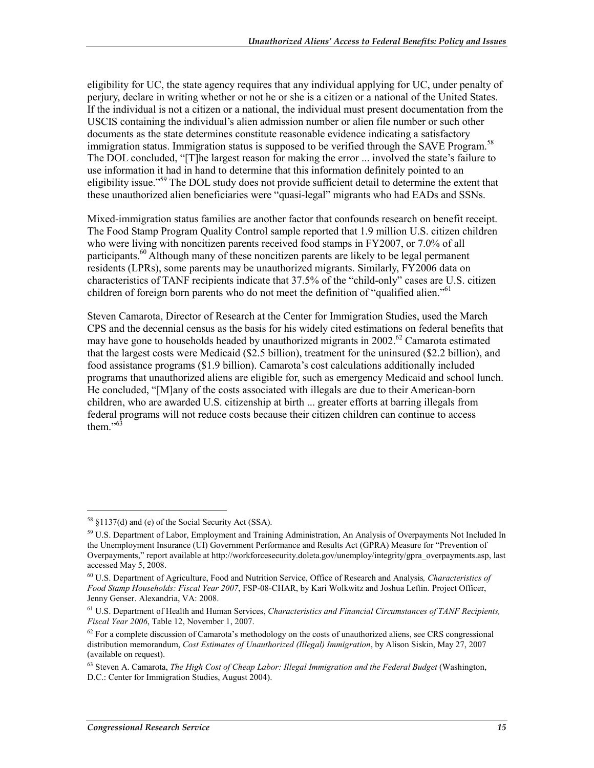eligibility for UC, the state agency requires that any individual applying for UC, under penalty of perjury, declare in writing whether or not he or she is a citizen or a national of the United States. If the individual is not a citizen or a national, the individual must present documentation from the USCIS containing the individual's alien admission number or alien file number or such other documents as the state determines constitute reasonable evidence indicating a satisfactory immigration status. Immigration status is supposed to be verified through the SAVE Program.[58] The DOL concluded, "[T]he largest reason for making the error ... involved the state's failure to use information it had in hand to determine that this information definitely pointed to an eligibility issue."[59] The DOL study does not provide sufficient detail to determine the extent that these unauthorized alien beneficiaries were "quasi-legal" migrants who had EADs and SSNs.

Mixed-immigration status families are another factor that confounds research on benefit receipt. The Food Stamp Program Quality Control sample reported that 1.9 million U.S. citizen children who were living with noncitizen parents received food stamps in FY2007, or 7.0% of all participants.[60] Although many of these noncitizen parents are likely to be legal permanent residents (LPRs), some parents may be unauthorized migrants. Similarly, FY2006 data on characteristics of TANF recipients indicate that 37.5% of the "child-only" cases are U.S. citizen children of foreign born parents who do not meet the definition of "qualified alien."[61]

Steven Camarota, Director of Research at the Center for Immigration Studies, used the March CPS and the decennial census as the basis for his widely cited estimations on federal benefits that may have gone to households headed by unauthorized migrants in 2002.[62] Camarota estimated that the largest costs were Medicaid ($2.5 billion), treatment for the uninsured ($2.2 billion), and food assistance programs ($1.9 billion). Camarota's cost calculations additionally included programs that unauthorized aliens are eligible for, such as emergency Medicaid and school lunch. He concluded, "[M]any of the costs associated with illegals are due to their American-born children, who are awarded U.S. citizenship at birth ... greater efforts at barring illegals from federal programs will not reduce costs because their citizen children can continue to access them."[63]

---

[58] §1137(d) and (e) of the Social Security Act (SSA).

[59] U.S. Department of Labor, Employment and Training Administration, An Analysis of Overpayments Not Included In the Unemployment Insurance (UI) Government Performance and Results Act (GPRA) Measure for "Prevention of Overpayments," report available at http://workforcesecurity.doleta.gov/unemploy/integrity/gpra_overpayments.asp, last accessed May 5, 2008.

[60] U.S. Department of Agriculture, Food and Nutrition Service, Office of Research and Analysis, *Characteristics of Food Stamp Households: Fiscal Year 2007*, FSP-08-CHAR, by Kari Wolkwitz and Joshua Leftin. Project Officer, Jenny Genser. Alexandria, VA: 2008.

[61] U.S. Department of Health and Human Services, *Characteristics and Financial Circumstances of TANF Recipients, Fiscal Year 2006*, Table 12, November 1, 2007.

[62] For a complete discussion of Camarota's methodology on the costs of unauthorized aliens, see CRS congressional distribution memorandum, *Cost Estimates of Unauthorized (Illegal) Immigration*, by Alison Siskin, May 27, 2007 (available on request).

[63] Steven A. Camarota, *The High Cost of Cheap Labor: Illegal Immigration and the Federal Budget* (Washington, D.C.: Center for Immigration Studies, August 2004).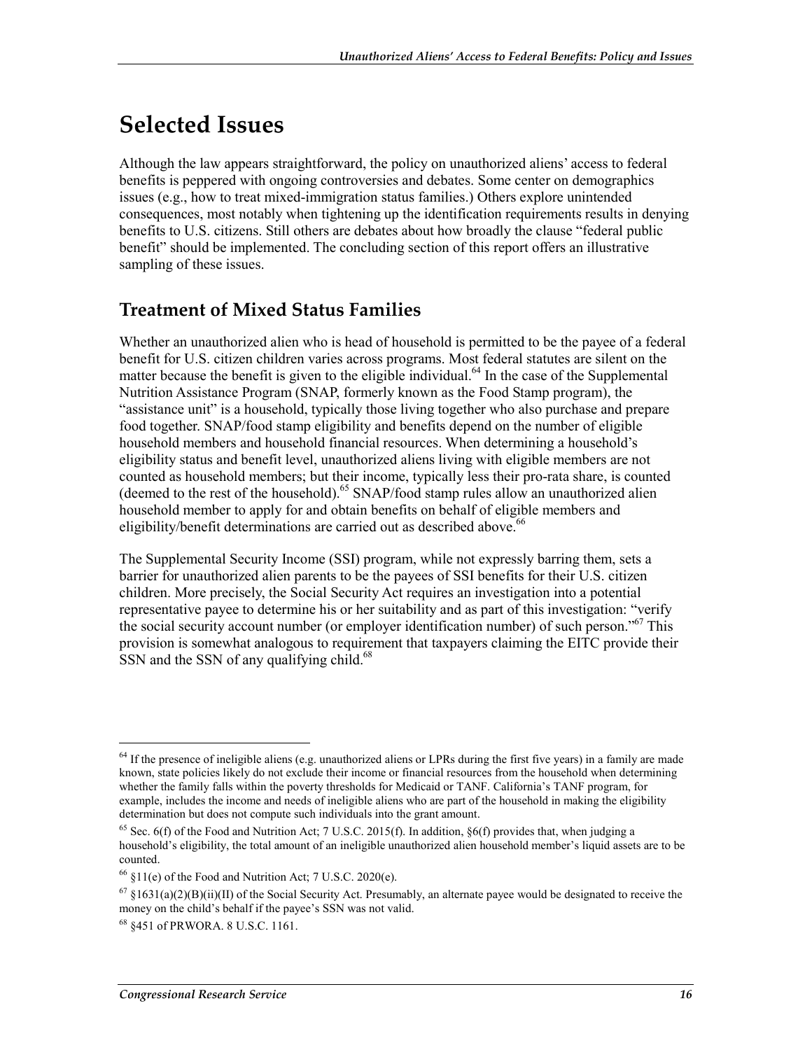# Selected Issues

Although the law appears straightforward, the policy on unauthorized aliens' access to federal benefits is peppered with ongoing controversies and debates. Some center on demographics issues (e.g., how to treat mixed-immigration status families.) Others explore unintended consequences, most notably when tightening up the identification requirements results in denying benefits to U.S. citizens. Still others are debates about how broadly the clause "federal public benefit" should be implemented. The concluding section of this report offers an illustrative sampling of these issues.

## Treatment of Mixed Status Families

Whether an unauthorized alien who is head of household is permitted to be the payee of a federal benefit for U.S. citizen children varies across programs. Most federal statutes are silent on the matter because the benefit is given to the eligible individual.[64] In the case of the Supplemental Nutrition Assistance Program (SNAP, formerly known as the Food Stamp program), the "assistance unit" is a household, typically those living together who also purchase and prepare food together. SNAP/food stamp eligibility and benefits depend on the number of eligible household members and household financial resources. When determining a household's eligibility status and benefit level, unauthorized aliens living with eligible members are not counted as household members; but their income, typically less their pro-rata share, is counted (deemed to the rest of the household).[65] SNAP/food stamp rules allow an unauthorized alien household member to apply for and obtain benefits on behalf of eligible members and eligibility/benefit determinations are carried out as described above.[66]

The Supplemental Security Income (SSI) program, while not expressly barring them, sets a barrier for unauthorized alien parents to be the payees of SSI benefits for their U.S. citizen children. More precisely, the Social Security Act requires an investigation into a potential representative payee to determine his or her suitability and as part of this investigation: "verify the social security account number (or employer identification number) of such person."[67] This provision is somewhat analogous to requirement that taxpayers claiming the EITC provide their SSN and the SSN of any qualifying child.[68]

---

[64] If the presence of ineligible aliens (e.g. unauthorized aliens or LPRs during the first five years) in a family are made known, state policies likely do not exclude their income or financial resources from the household when determining whether the family falls within the poverty thresholds for Medicaid or TANF. California's TANF program, for example, includes the income and needs of ineligible aliens who are part of the household in making the eligibility determination but does not compute such individuals into the grant amount.

[65] Sec. 6(f) of the Food and Nutrition Act; 7 U.S.C. 2015(f). In addition, §6(f) provides that, when judging a household's eligibility, the total amount of an ineligible unauthorized alien household member's liquid assets are to be counted.

[66] §11(e) of the Food and Nutrition Act; 7 U.S.C. 2020(e).

[67] §1631(a)(2)(B)(ii)(II) of the Social Security Act. Presumably, an alternate payee would be designated to receive the money on the child's behalf if the payee's SSN was not valid.

[68] §451 of PRWORA. 8 U.S.C. 1161.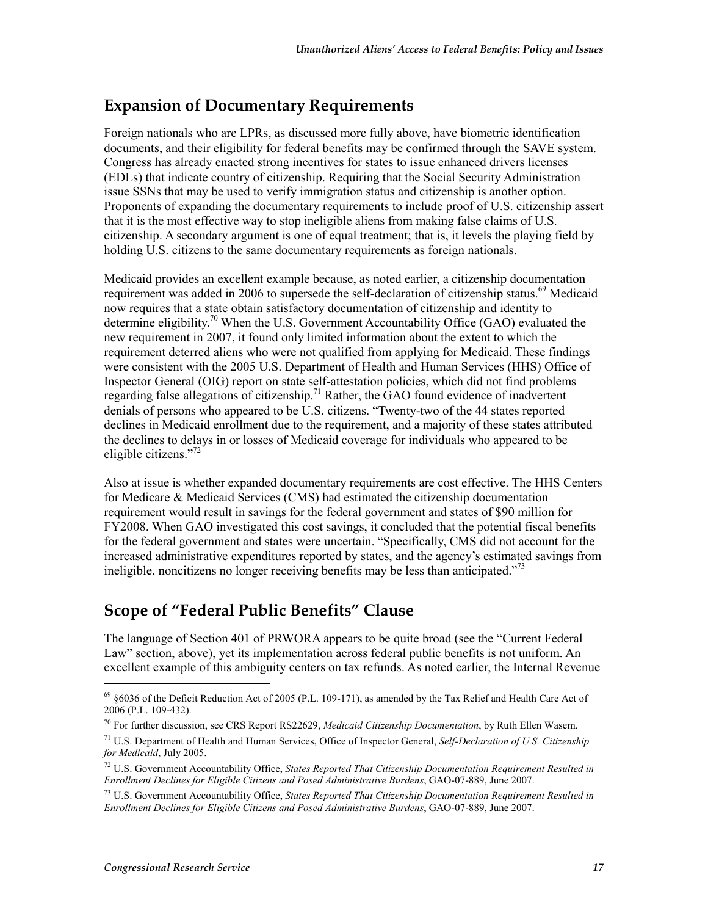## Expansion of Documentary Requirements

Foreign nationals who are LPRs, as discussed more fully above, have biometric identification documents, and their eligibility for federal benefits may be confirmed through the SAVE system. Congress has already enacted strong incentives for states to issue enhanced drivers licenses (EDLs) that indicate country of citizenship. Requiring that the Social Security Administration issue SSNs that may be used to verify immigration status and citizenship is another option. Proponents of expanding the documentary requirements to include proof of U.S. citizenship assert that it is the most effective way to stop ineligible aliens from making false claims of U.S. citizenship. A secondary argument is one of equal treatment; that is, it levels the playing field by holding U.S. citizens to the same documentary requirements as foreign nationals.

Medicaid provides an excellent example because, as noted earlier, a citizenship documentation requirement was added in 2006 to supersede the self-declaration of citizenship status.[69] Medicaid now requires that a state obtain satisfactory documentation of citizenship and identity to determine eligibility.[70] When the U.S. Government Accountability Office (GAO) evaluated the new requirement in 2007, it found only limited information about the extent to which the requirement deterred aliens who were not qualified from applying for Medicaid. These findings were consistent with the 2005 U.S. Department of Health and Human Services (HHS) Office of Inspector General (OIG) report on state self-attestation policies, which did not find problems regarding false allegations of citizenship.[71] Rather, the GAO found evidence of inadvertent denials of persons who appeared to be U.S. citizens. "Twenty-two of the 44 states reported declines in Medicaid enrollment due to the requirement, and a majority of these states attributed the declines to delays in or losses of Medicaid coverage for individuals who appeared to be eligible citizens."[72]

Also at issue is whether expanded documentary requirements are cost effective. The HHS Centers for Medicare & Medicaid Services (CMS) had estimated the citizenship documentation requirement would result in savings for the federal government and states of $90 million for FY2008. When GAO investigated this cost savings, it concluded that the potential fiscal benefits for the federal government and states were uncertain. "Specifically, CMS did not account for the increased administrative expenditures reported by states, and the agency's estimated savings from ineligible, noncitizens no longer receiving benefits may be less than anticipated."[73]

## Scope of "Federal Public Benefits" Clause

The language of Section 401 of PRWORA appears to be quite broad (see the "Current Federal Law" section, above), yet its implementation across federal public benefits is not uniform. An excellent example of this ambiguity centers on tax refunds. As noted earlier, the Internal Revenue

---

[69] §6036 of the Deficit Reduction Act of 2005 (P.L. 109-171), as amended by the Tax Relief and Health Care Act of 2006 (P.L. 109-432).

[70] For further discussion, see CRS Report RS22629, *Medicaid Citizenship Documentation*, by Ruth Ellen Wasem.

[71] U.S. Department of Health and Human Services, Office of Inspector General, *Self-Declaration of U.S. Citizenship for Medicaid*, July 2005.

[72] U.S. Government Accountability Office, *States Reported That Citizenship Documentation Requirement Resulted in Enrollment Declines for Eligible Citizens and Posed Administrative Burdens*, GAO-07-889, June 2007.

[73] U.S. Government Accountability Office, *States Reported That Citizenship Documentation Requirement Resulted in Enrollment Declines for Eligible Citizens and Posed Administrative Burdens*, GAO-07-889, June 2007.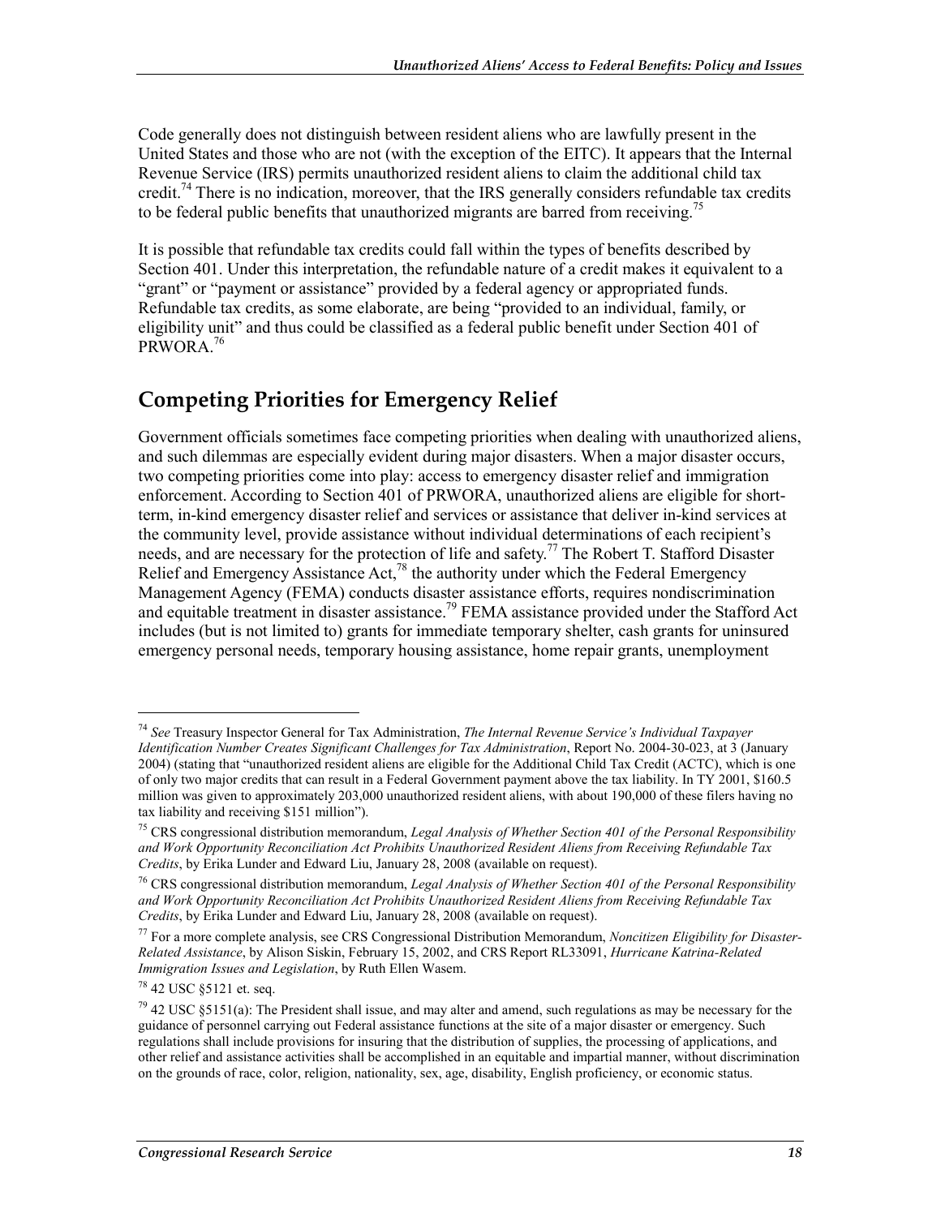Code generally does not distinguish between resident aliens who are lawfully present in the United States and those who are not (with the exception of the EITC). It appears that the Internal Revenue Service (IRS) permits unauthorized resident aliens to claim the additional child tax credit.[74] There is no indication, moreover, that the IRS generally considers refundable tax credits to be federal public benefits that unauthorized migrants are barred from receiving.[75]

It is possible that refundable tax credits could fall within the types of benefits described by Section 401. Under this interpretation, the refundable nature of a credit makes it equivalent to a "grant" or "payment or assistance" provided by a federal agency or appropriated funds. Refundable tax credits, as some elaborate, are being "provided to an individual, family, or eligibility unit" and thus could be classified as a federal public benefit under Section 401 of PRWORA.[76]

## Competing Priorities for Emergency Relief

Government officials sometimes face competing priorities when dealing with unauthorized aliens, and such dilemmas are especially evident during major disasters. When a major disaster occurs, two competing priorities come into play: access to emergency disaster relief and immigration enforcement. According to Section 401 of PRWORA, unauthorized aliens are eligible for short-term, in-kind emergency disaster relief and services or assistance that deliver in-kind services at the community level, provide assistance without individual determinations of each recipient's needs, and are necessary for the protection of life and safety.[77] The Robert T. Stafford Disaster Relief and Emergency Assistance Act,[78] the authority under which the Federal Emergency Management Agency (FEMA) conducts disaster assistance efforts, requires nondiscrimination and equitable treatment in disaster assistance.[79] FEMA assistance provided under the Stafford Act includes (but is not limited to) grants for immediate temporary shelter, cash grants for uninsured emergency personal needs, temporary housing assistance, home repair grants, unemployment

---

[74] *See* Treasury Inspector General for Tax Administration, *The Internal Revenue Service's Individual Taxpayer Identification Number Creates Significant Challenges for Tax Administration*, Report No. 2004-30-023, at 3 (January 2004) (stating that "unauthorized resident aliens are eligible for the Additional Child Tax Credit (ACTC), which is one of only two major credits that can result in a Federal Government payment above the tax liability. In TY 2001, $160.5 million was given to approximately 203,000 unauthorized resident aliens, with about 190,000 of these filers having no tax liability and receiving $151 million").

[75] CRS congressional distribution memorandum, *Legal Analysis of Whether Section 401 of the Personal Responsibility and Work Opportunity Reconciliation Act Prohibits Unauthorized Resident Aliens from Receiving Refundable Tax Credits*, by Erika Lunder and Edward Liu, January 28, 2008 (available on request).

[76] CRS congressional distribution memorandum, *Legal Analysis of Whether Section 401 of the Personal Responsibility and Work Opportunity Reconciliation Act Prohibits Unauthorized Resident Aliens from Receiving Refundable Tax Credits*, by Erika Lunder and Edward Liu, January 28, 2008 (available on request).

[77] For a more complete analysis, see CRS Congressional Distribution Memorandum, *Noncitizen Eligibility for Disaster-Related Assistance*, by Alison Siskin, February 15, 2002, and CRS Report RL33091, *Hurricane Katrina-Related Immigration Issues and Legislation*, by Ruth Ellen Wasem.

[78] 42 USC §5121 et. seq.

[79] 42 USC §5151(a): The President shall issue, and may alter and amend, such regulations as may be necessary for the guidance of personnel carrying out Federal assistance functions at the site of a major disaster or emergency. Such regulations shall include provisions for insuring that the distribution of supplies, the processing of applications, and other relief and assistance activities shall be accomplished in an equitable and impartial manner, without discrimination on the grounds of race, color, religion, nationality, sex, age, disability, English proficiency, or economic status.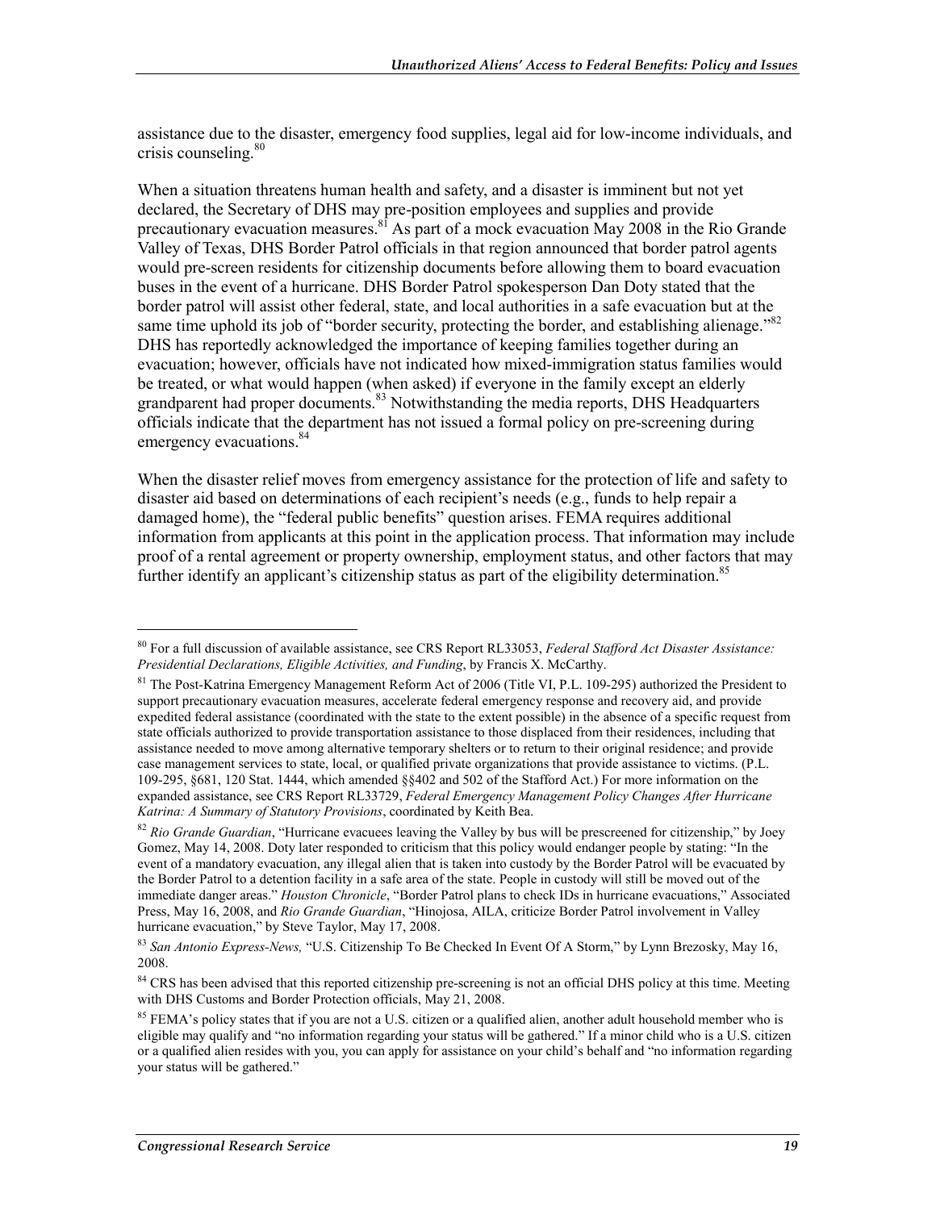assistance due to the disaster, emergency food supplies, legal aid for low-income individuals, and crisis counseling.[80]

When a situation threatens human health and safety, and a disaster is imminent but not yet declared, the Secretary of DHS may pre-position employees and supplies and provide precautionary evacuation measures.[81] As part of a mock evacuation May 2008 in the Rio Grande Valley of Texas, DHS Border Patrol officials in that region announced that border patrol agents would pre-screen residents for citizenship documents before allowing them to board evacuation buses in the event of a hurricane. DHS Border Patrol spokesperson Dan Doty stated that the border patrol will assist other federal, state, and local authorities in a safe evacuation but at the same time uphold its job of "border security, protecting the border, and establishing alienage."[82] DHS has reportedly acknowledged the importance of keeping families together during an evacuation; however, officials have not indicated how mixed-immigration status families would be treated, or what would happen (when asked) if everyone in the family except an elderly grandparent had proper documents.[83] Notwithstanding the media reports, DHS Headquarters officials indicate that the department has not issued a formal policy on pre-screening during emergency evacuations.[84]

When the disaster relief moves from emergency assistance for the protection of life and safety to disaster aid based on determinations of each recipient's needs (e.g., funds to help repair a damaged home), the "federal public benefits" question arises. FEMA requires additional information from applicants at this point in the application process. That information may include proof of a rental agreement or property ownership, employment status, and other factors that may further identify an applicant's citizenship status as part of the eligibility determination.[85]

---

[80] For a full discussion of available assistance, see CRS Report RL33053, *Federal Stafford Act Disaster Assistance: Presidential Declarations, Eligible Activities, and Funding*, by Francis X. McCarthy.

[81] The Post-Katrina Emergency Management Reform Act of 2006 (Title VI, P.L. 109-295) authorized the President to support precautionary evacuation measures, accelerate federal emergency response and recovery aid, and provide expedited federal assistance (coordinated with the state to the extent possible) in the absence of a specific request from state officials authorized to provide transportation assistance to those displaced from their residences, including that assistance needed to move among alternative temporary shelters or to return to their original residence; and provide case management services to state, local, or qualified private organizations that provide assistance to victims. (P.L. 109-295, §681, 120 Stat. 1444, which amended §§402 and 502 of the Stafford Act.) For more information on the expanded assistance, see CRS Report RL33729, *Federal Emergency Management Policy Changes After Hurricane Katrina: A Summary of Statutory Provisions*, coordinated by Keith Bea.

[82] *Rio Grande Guardian*, "Hurricane evacuees leaving the Valley by bus will be prescreened for citizenship," by Joey Gomez, May 14, 2008. Doty later responded to criticism that this policy would endanger people by stating: "In the event of a mandatory evacuation, any illegal alien that is taken into custody by the Border Patrol will be evacuated by the Border Patrol to a detention facility in a safe area of the state. People in custody will still be moved out of the immediate danger areas." *Houston Chronicle*, "Border Patrol plans to check IDs in hurricane evacuations," Associated Press, May 16, 2008, and *Rio Grande Guardian*, "Hinojosa, AILA, criticize Border Patrol involvement in Valley hurricane evacuation," by Steve Taylor, May 17, 2008.

[83] *San Antonio Express-News,* "U.S. Citizenship To Be Checked In Event Of A Storm," by Lynn Brezosky, May 16, 2008.

[84] CRS has been advised that this reported citizenship pre-screening is not an official DHS policy at this time. Meeting with DHS Customs and Border Protection officials, May 21, 2008.

[85] FEMA's policy states that if you are not a U.S. citizen or a qualified alien, another adult household member who is eligible may qualify and "no information regarding your status will be gathered." If a minor child who is a U.S. citizen or a qualified alien resides with you, you can apply for assistance on your child's behalf and "no information regarding your status will be gathered."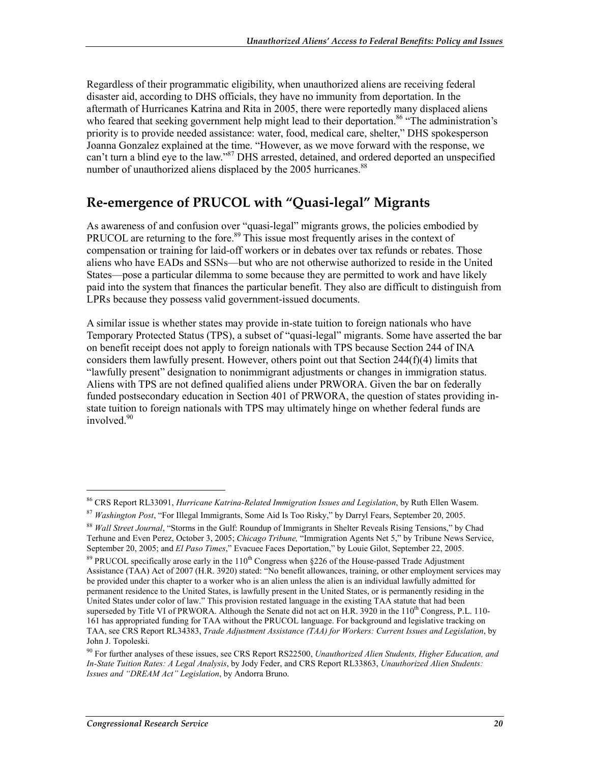Regardless of their programmatic eligibility, when unauthorized aliens are receiving federal disaster aid, according to DHS officials, they have no immunity from deportation. In the aftermath of Hurricanes Katrina and Rita in 2005, there were reportedly many displaced aliens who feared that seeking government help might lead to their deportation.[86] "The administration's priority is to provide needed assistance: water, food, medical care, shelter," DHS spokesperson Joanna Gonzalez explained at the time. "However, as we move forward with the response, we can't turn a blind eye to the law."[87] DHS arrested, detained, and ordered deported an unspecified number of unauthorized aliens displaced by the 2005 hurricanes.[88]

## Re-emergence of PRUCOL with "Quasi-legal" Migrants

As awareness of and confusion over "quasi-legal" migrants grows, the policies embodied by PRUCOL are returning to the fore.[89] This issue most frequently arises in the context of compensation or training for laid-off workers or in debates over tax refunds or rebates. Those aliens who have EADs and SSNs—but who are not otherwise authorized to reside in the United States—pose a particular dilemma to some because they are permitted to work and have likely paid into the system that finances the particular benefit. They also are difficult to distinguish from LPRs because they possess valid government-issued documents.

A similar issue is whether states may provide in-state tuition to foreign nationals who have Temporary Protected Status (TPS), a subset of "quasi-legal" migrants. Some have asserted the bar on benefit receipt does not apply to foreign nationals with TPS because Section 244 of INA considers them lawfully present. However, others point out that Section 244(f)(4) limits that "lawfully present" designation to nonimmigrant adjustments or changes in immigration status. Aliens with TPS are not defined qualified aliens under PRWORA. Given the bar on federally funded postsecondary education in Section 401 of PRWORA, the question of states providing in-state tuition to foreign nationals with TPS may ultimately hinge on whether federal funds are involved.[90]

---

[86] CRS Report RL33091, *Hurricane Katrina-Related Immigration Issues and Legislation*, by Ruth Ellen Wasem.

[87] *Washington Post*, "For Illegal Immigrants, Some Aid Is Too Risky," by Darryl Fears, September 20, 2005.

[88] *Wall Street Journal*, "Storms in the Gulf: Roundup of Immigrants in Shelter Reveals Rising Tensions," by Chad Terhune and Even Perez, October 3, 2005; *Chicago Tribune,* "Immigration Agents Net 5," by Tribune News Service, September 20, 2005; and *El Paso Times*," Evacuee Faces Deportation," by Louie Gilot, September 22, 2005.

[89] PRUCOL specifically arose early in the 110th Congress when §226 of the House-passed Trade Adjustment Assistance (TAA) Act of 2007 (H.R. 3920) stated: "No benefit allowances, training, or other employment services may be provided under this chapter to a worker who is an alien unless the alien is an individual lawfully admitted for permanent residence to the United States, is lawfully present in the United States, or is permanently residing in the United States under color of law." This provision restated language in the existing TAA statute that had been superseded by Title VI of PRWORA. Although the Senate did not act on H.R. 3920 in the 110th Congress, P.L. 110-161 has appropriated funding for TAA without the PRUCOL language. For background and legislative tracking on TAA, see CRS Report RL34383, *Trade Adjustment Assistance (TAA) for Workers: Current Issues and Legislation*, by John J. Topoleski.

[90] For further analyses of these issues, see CRS Report RS22500, *Unauthorized Alien Students, Higher Education, and In-State Tuition Rates: A Legal Analysis*, by Jody Feder, and CRS Report RL33863, *Unauthorized Alien Students: Issues and "DREAM Act" Legislation*, by Andorra Bruno.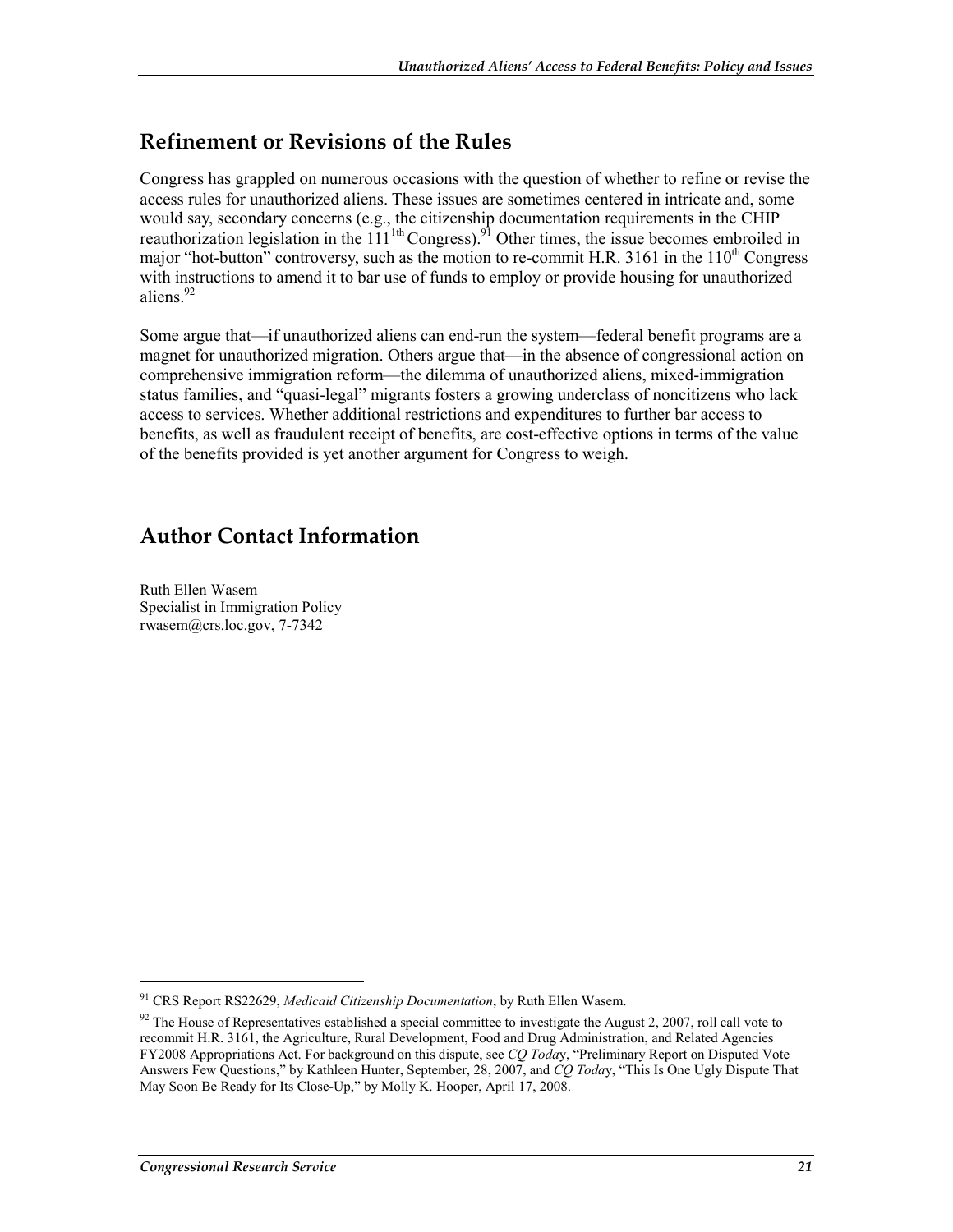## Refinement or Revisions of the Rules

Congress has grappled on numerous occasions with the question of whether to refine or revise the access rules for unauthorized aliens. These issues are sometimes centered in intricate and, some would say, secondary concerns (e.g., the citizenship documentation requirements in the CHIP reauthorization legislation in the 111[1th] Congress).[91] Other times, the issue becomes embroiled in major "hot-button" controversy, such as the motion to re-commit H.R. 3161 in the 110[th] Congress with instructions to amend it to bar use of funds to employ or provide housing for unauthorized aliens.[92]

Some argue that—if unauthorized aliens can end-run the system—federal benefit programs are a magnet for unauthorized migration. Others argue that—in the absence of congressional action on comprehensive immigration reform—the dilemma of unauthorized aliens, mixed-immigration status families, and "quasi-legal" migrants fosters a growing underclass of noncitizens who lack access to services. Whether additional restrictions and expenditures to further bar access to benefits, as well as fraudulent receipt of benefits, are cost-effective options in terms of the value of the benefits provided is yet another argument for Congress to weigh.

## Author Contact Information

Ruth Ellen Wasem
Specialist in Immigration Policy
rwasem@crs.loc.gov, 7-7342

---

[91] CRS Report RS22629, *Medicaid Citizenship Documentation*, by Ruth Ellen Wasem.

[92] The House of Representatives established a special committee to investigate the August 2, 2007, roll call vote to recommit H.R. 3161, the Agriculture, Rural Development, Food and Drug Administration, and Related Agencies FY2008 Appropriations Act. For background on this dispute, see *CQ Today*, "Preliminary Report on Disputed Vote Answers Few Questions," by Kathleen Hunter, September, 28, 2007, and *CQ Today*, "This Is One Ugly Dispute That May Soon Be Ready for Its Close-Up," by Molly K. Hooper, April 17, 2008.